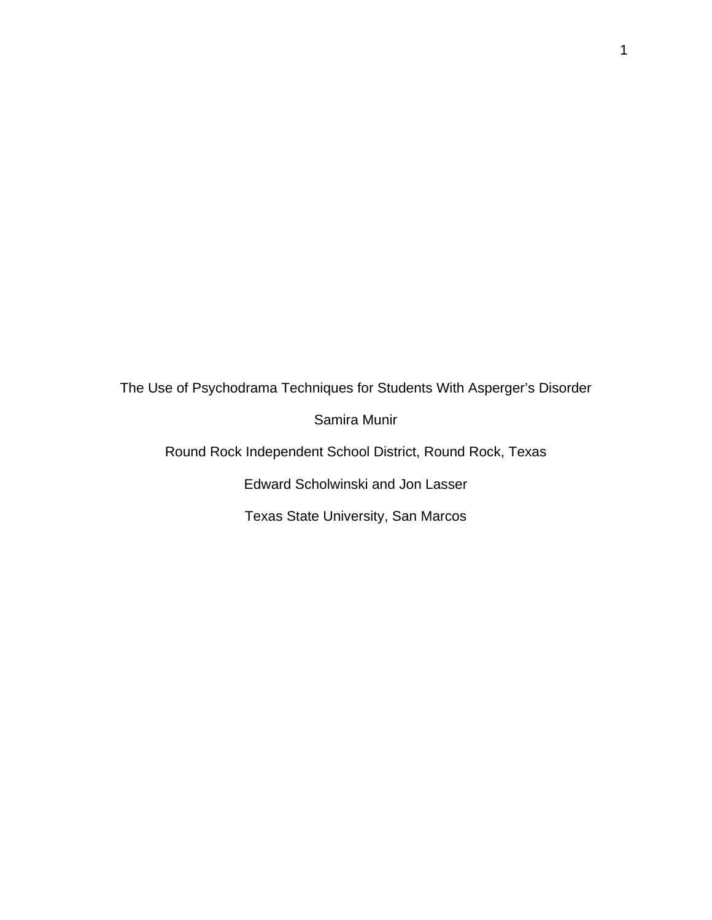# The Use of Psychodrama Techniques for Students With Asperger's Disorder

Samira Munir

Round Rock Independent School District, Round Rock, Texas

Edward Scholwinski and Jon Lasser

Texas State University, San Marcos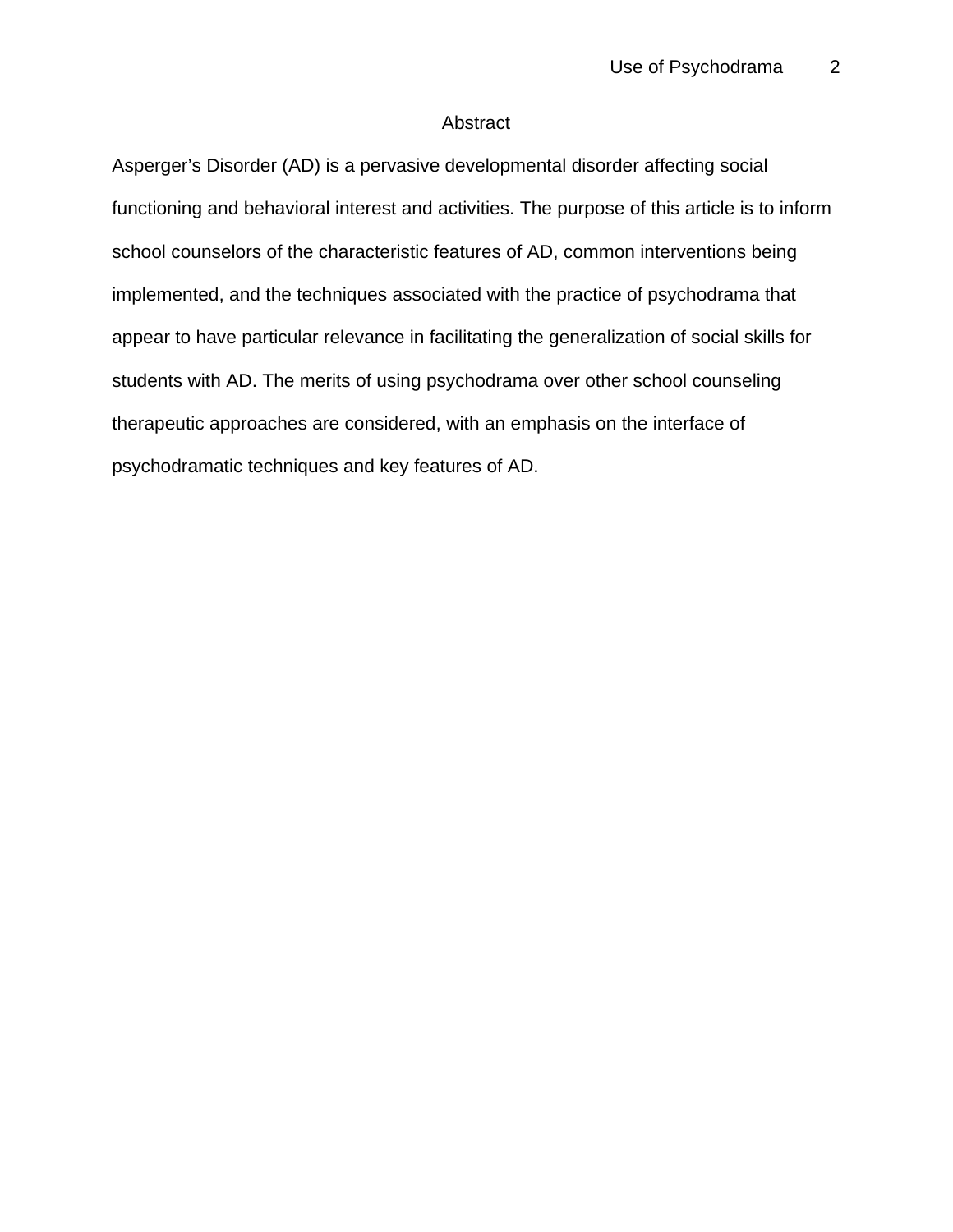## Abstract

Asperger's Disorder (AD) is a pervasive developmental disorder affecting social functioning and behavioral interest and activities. The purpose of this article is to inform school counselors of the characteristic features of AD, common interventions being implemented, and the techniques associated with the practice of psychodrama that appear to have particular relevance in facilitating the generalization of social skills for students with AD. The merits of using psychodrama over other school counseling therapeutic approaches are considered, with an emphasis on the interface of psychodramatic techniques and key features of AD.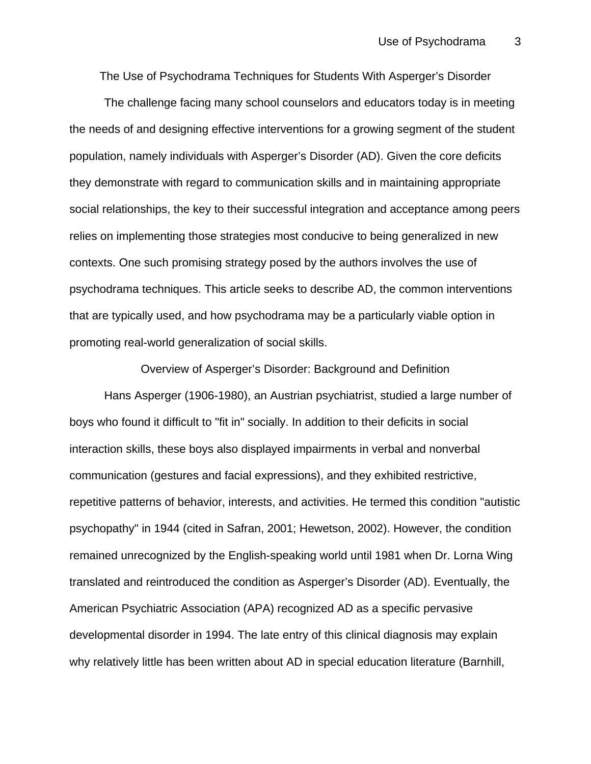# The Use of Psychodrama Techniques for Students With Asperger's Disorder

The challenge facing many school counselors and educators today is in meeting the needs of and designing effective interventions for a growing segment of the student population, namely individuals with Asperger's Disorder (AD). Given the core deficits they demonstrate with regard to communication skills and in maintaining appropriate social relationships, the key to their successful integration and acceptance among peers relies on implementing those strategies most conducive to being generalized in new contexts. One such promising strategy posed by the authors involves the use of psychodrama techniques. This article seeks to describe AD, the common interventions that are typically used, and how psychodrama may be a particularly viable option in promoting real-world generalization of social skills.

## Overview of Asperger's Disorder: Background and Definition

Hans Asperger (1906-1980), an Austrian psychiatrist, studied a large number of boys who found it difficult to "fit in" socially. In addition to their deficits in social interaction skills, these boys also displayed impairments in verbal and nonverbal communication (gestures and facial expressions), and they exhibited restrictive, repetitive patterns of behavior, interests, and activities. He termed this condition "autistic psychopathy" in 1944 (cited in Safran, 2001; Hewetson, 2002). However, the condition remained unrecognized by the English-speaking world until 1981 when Dr. Lorna Wing translated and reintroduced the condition as Asperger's Disorder (AD). Eventually, the American Psychiatric Association (APA) recognized AD as a specific pervasive developmental disorder in 1994. The late entry of this clinical diagnosis may explain why relatively little has been written about AD in special education literature (Barnhill,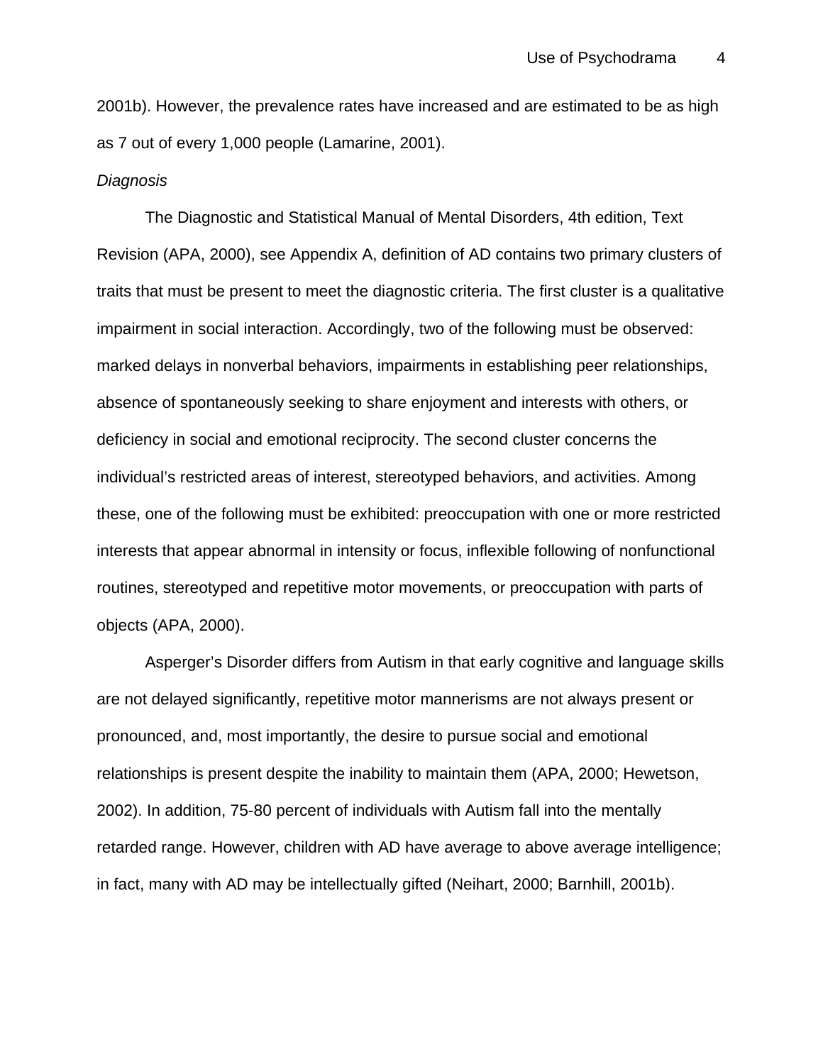2001b). However, the prevalence rates have increased and are estimated to be as high as 7 out of every 1,000 people (Lamarine, 2001).

*Diagnosis*

The Diagnostic and Statistical Manual of Mental Disorders, 4th edition, Text Revision (APA, 2000), see Appendix A, definition of AD contains two primary clusters of traits that must be present to meet the diagnostic criteria. The first cluster is a qualitative impairment in social interaction. Accordingly, two of the following must be observed: marked delays in nonverbal behaviors, impairments in establishing peer relationships, absence of spontaneously seeking to share enjoyment and interests with others, or deficiency in social and emotional reciprocity. The second cluster concerns the individual's restricted areas of interest, stereotyped behaviors, and activities. Among these, one of the following must be exhibited: preoccupation with one or more restricted interests that appear abnormal in intensity or focus, inflexible following of nonfunctional routines, stereotyped and repetitive motor movements, or preoccupation with parts of objects (APA, 2000).

Asperger's Disorder differs from Autism in that early cognitive and language skills are not delayed significantly, repetitive motor mannerisms are not always present or pronounced, and, most importantly, the desire to pursue social and emotional relationships is present despite the inability to maintain them (APA, 2000; Hewetson, 2002). In addition, 75-80 percent of individuals with Autism fall into the mentally retarded range. However, children with AD have average to above average intelligence; in fact, many with AD may be intellectually gifted (Neihart, 2000; Barnhill, 2001b).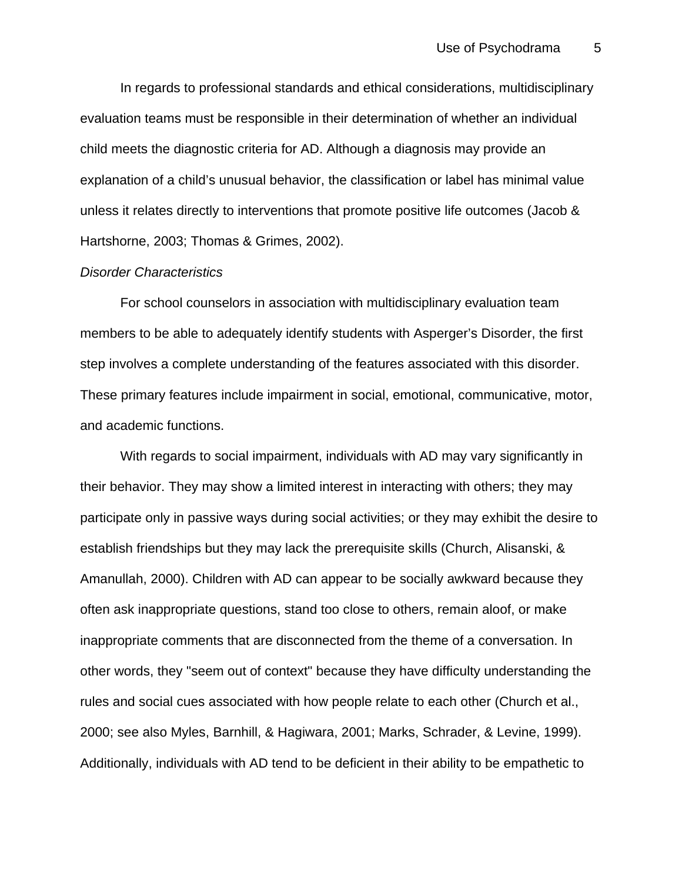In regards to professional standards and ethical considerations, multidisciplinary evaluation teams must be responsible in their determination of whether an individual child meets the diagnostic criteria for AD. Although a diagnosis may provide an explanation of a child's unusual behavior, the classification or label has minimal value unless it relates directly to interventions that promote positive life outcomes (Jacob & Hartshorne, 2003; Thomas & Grimes, 2002).

*Disorder Characteristics*

For school counselors in association with multidisciplinary evaluation team members to be able to adequately identify students with Asperger's Disorder, the first step involves a complete understanding of the features associated with this disorder. These primary features include impairment in social, emotional, communicative, motor, and academic functions.

With regards to social impairment, individuals with AD may vary significantly in their behavior. They may show a limited interest in interacting with others; they may participate only in passive ways during social activities; or they may exhibit the desire to establish friendships but they may lack the prerequisite skills (Church, Alisanski, & Amanullah, 2000). Children with AD can appear to be socially awkward because they often ask inappropriate questions, stand too close to others, remain aloof, or make inappropriate comments that are disconnected from the theme of a conversation. In other words, they "seem out of context" because they have difficulty understanding the rules and social cues associated with how people relate to each other (Church et al., 2000; see also Myles, Barnhill, & Hagiwara, 2001; Marks, Schrader, & Levine, 1999). Additionally, individuals with AD tend to be deficient in their ability to be empathetic to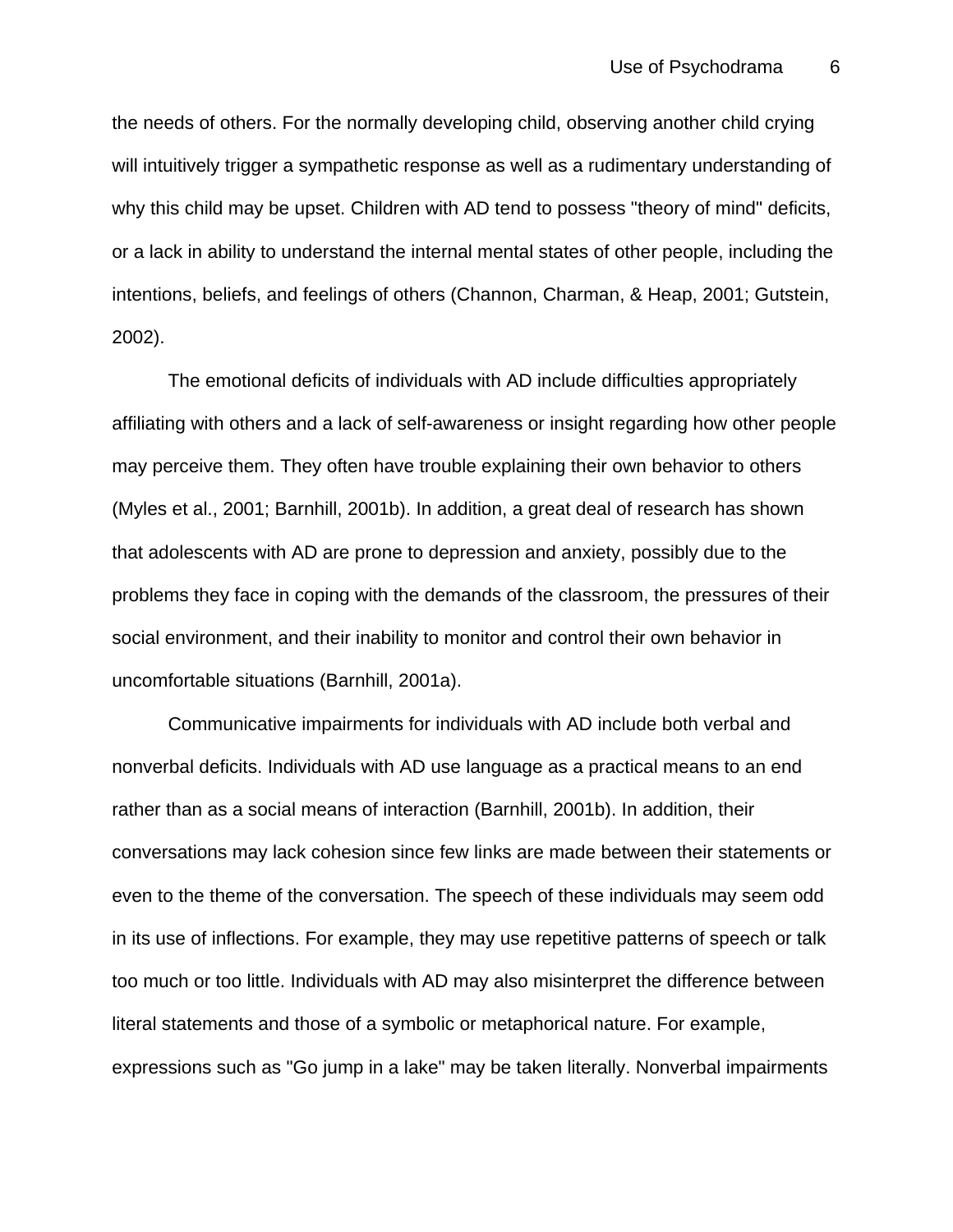the needs of others. For the normally developing child, observing another child crying will intuitively trigger a sympathetic response as well as a rudimentary understanding of why this child may be upset. Children with AD tend to possess "theory of mind" deficits, or a lack in ability to understand the internal mental states of other people, including the intentions, beliefs, and feelings of others (Channon, Charman, & Heap, 2001; Gutstein, 2002).

The emotional deficits of individuals with AD include difficulties appropriately affiliating with others and a lack of self-awareness or insight regarding how other people may perceive them. They often have trouble explaining their own behavior to others (Myles et al., 2001; Barnhill, 2001b). In addition, a great deal of research has shown that adolescents with AD are prone to depression and anxiety, possibly due to the problems they face in coping with the demands of the classroom, the pressures of their social environment, and their inability to monitor and control their own behavior in uncomfortable situations (Barnhill, 2001a).

Communicative impairments for individuals with AD include both verbal and nonverbal deficits. Individuals with AD use language as a practical means to an end rather than as a social means of interaction (Barnhill, 2001b). In addition, their conversations may lack cohesion since few links are made between their statements or even to the theme of the conversation. The speech of these individuals may seem odd in its use of inflections. For example, they may use repetitive patterns of speech or talk too much or too little. Individuals with AD may also misinterpret the difference between literal statements and those of a symbolic or metaphorical nature. For example, expressions such as "Go jump in a lake" may be taken literally. Nonverbal impairments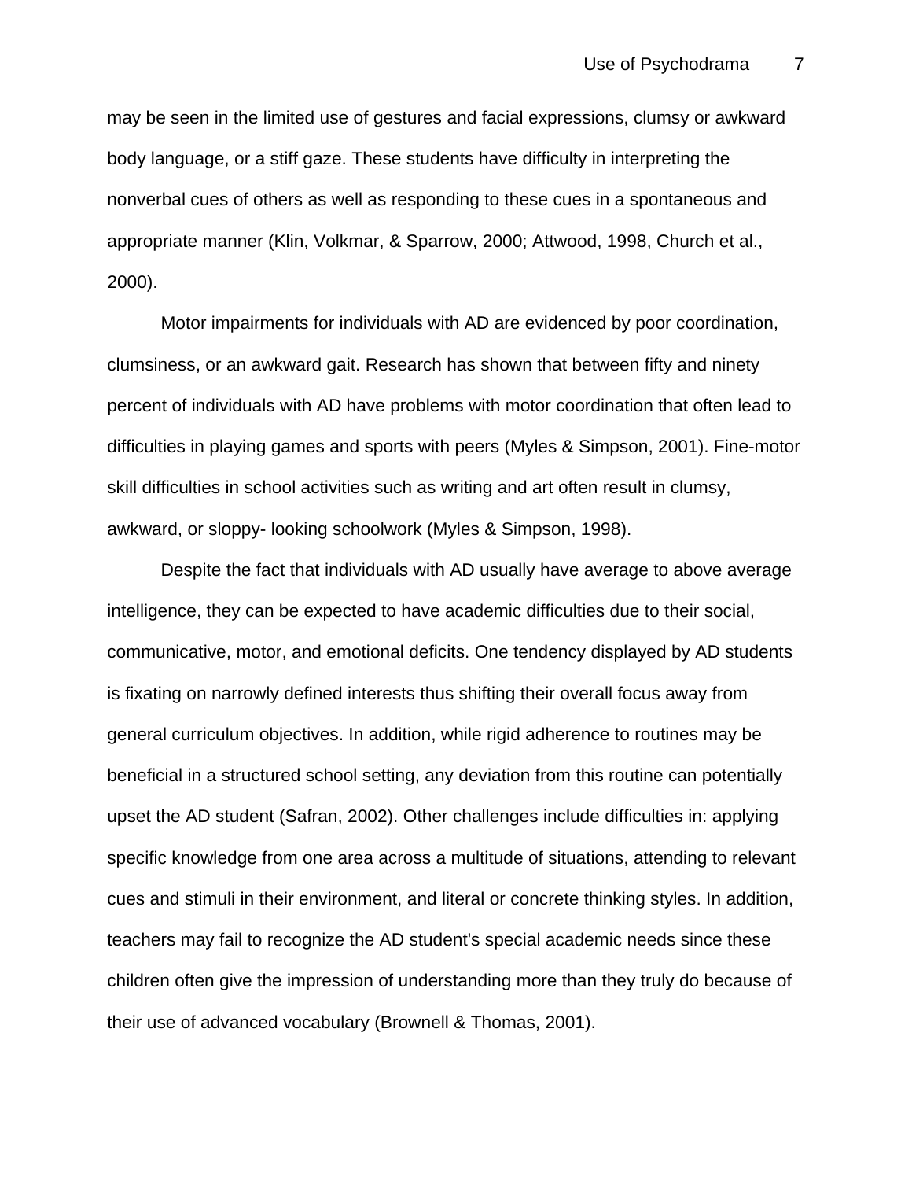may be seen in the limited use of gestures and facial expressions, clumsy or awkward body language, or a stiff gaze. These students have difficulty in interpreting the nonverbal cues of others as well as responding to these cues in a spontaneous and appropriate manner (Klin, Volkmar, & Sparrow, 2000; Attwood, 1998, Church et al., 2000).

Motor impairments for individuals with AD are evidenced by poor coordination, clumsiness, or an awkward gait. Research has shown that between fifty and ninety percent of individuals with AD have problems with motor coordination that often lead to difficulties in playing games and sports with peers (Myles & Simpson, 2001). Fine-motor skill difficulties in school activities such as writing and art often result in clumsy, awkward, or sloppy- looking schoolwork (Myles & Simpson, 1998).

Despite the fact that individuals with AD usually have average to above average intelligence, they can be expected to have academic difficulties due to their social, communicative, motor, and emotional deficits. One tendency displayed by AD students is fixating on narrowly defined interests thus shifting their overall focus away from general curriculum objectives. In addition, while rigid adherence to routines may be beneficial in a structured school setting, any deviation from this routine can potentially upset the AD student (Safran, 2002). Other challenges include difficulties in: applying specific knowledge from one area across a multitude of situations, attending to relevant cues and stimuli in their environment, and literal or concrete thinking styles. In addition, teachers may fail to recognize the AD student's special academic needs since these children often give the impression of understanding more than they truly do because of their use of advanced vocabulary (Brownell & Thomas, 2001).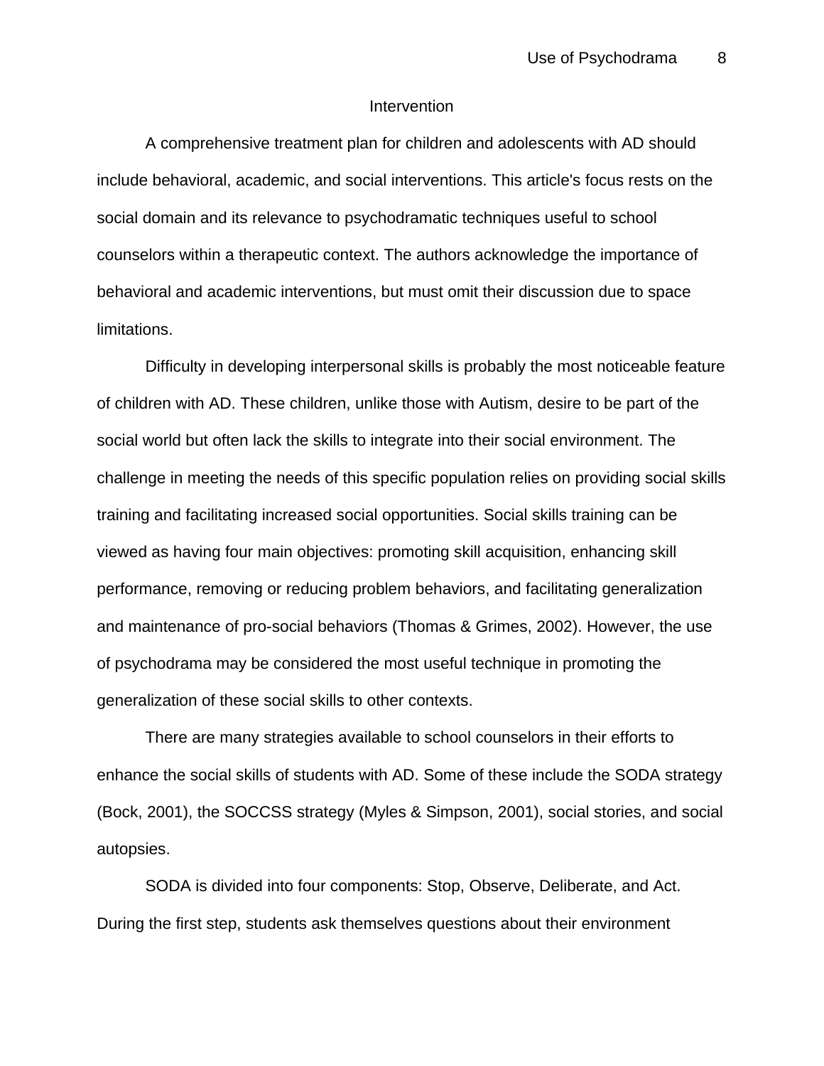## Intervention

A comprehensive treatment plan for children and adolescents with AD should include behavioral, academic, and social interventions. This article's focus rests on the social domain and its relevance to psychodramatic techniques useful to school counselors within a therapeutic context. The authors acknowledge the importance of behavioral and academic interventions, but must omit their discussion due to space limitations.

Difficulty in developing interpersonal skills is probably the most noticeable feature of children with AD. These children, unlike those with Autism, desire to be part of the social world but often lack the skills to integrate into their social environment. The challenge in meeting the needs of this specific population relies on providing social skills training and facilitating increased social opportunities. Social skills training can be viewed as having four main objectives: promoting skill acquisition, enhancing skill performance, removing or reducing problem behaviors, and facilitating generalization and maintenance of pro-social behaviors (Thomas & Grimes, 2002). However, the use of psychodrama may be considered the most useful technique in promoting the generalization of these social skills to other contexts.

There are many strategies available to school counselors in their efforts to enhance the social skills of students with AD. Some of these include the SODA strategy (Bock, 2001), the SOCCSS strategy (Myles & Simpson, 2001), social stories, and social autopsies.

SODA is divided into four components: Stop, Observe, Deliberate, and Act. During the first step, students ask themselves questions about their environment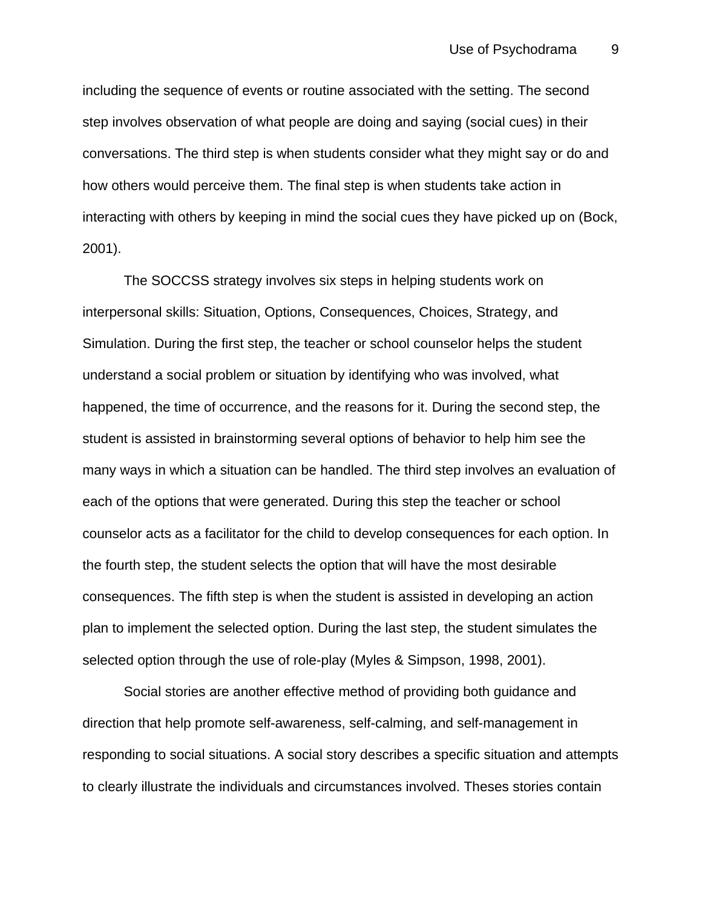including the sequence of events or routine associated with the setting. The second step involves observation of what people are doing and saying (social cues) in their conversations. The third step is when students consider what they might say or do and how others would perceive them. The final step is when students take action in interacting with others by keeping in mind the social cues they have picked up on (Bock, 2001).

The SOCCSS strategy involves six steps in helping students work on interpersonal skills: Situation, Options, Consequences, Choices, Strategy, and Simulation. During the first step, the teacher or school counselor helps the student understand a social problem or situation by identifying who was involved, what happened, the time of occurrence, and the reasons for it. During the second step, the student is assisted in brainstorming several options of behavior to help him see the many ways in which a situation can be handled. The third step involves an evaluation of each of the options that were generated. During this step the teacher or school counselor acts as a facilitator for the child to develop consequences for each option. In the fourth step, the student selects the option that will have the most desirable consequences. The fifth step is when the student is assisted in developing an action plan to implement the selected option. During the last step, the student simulates the selected option through the use of role-play (Myles & Simpson, 1998, 2001).

Social stories are another effective method of providing both guidance and direction that help promote self-awareness, self-calming, and self-management in responding to social situations. A social story describes a specific situation and attempts to clearly illustrate the individuals and circumstances involved. Theses stories contain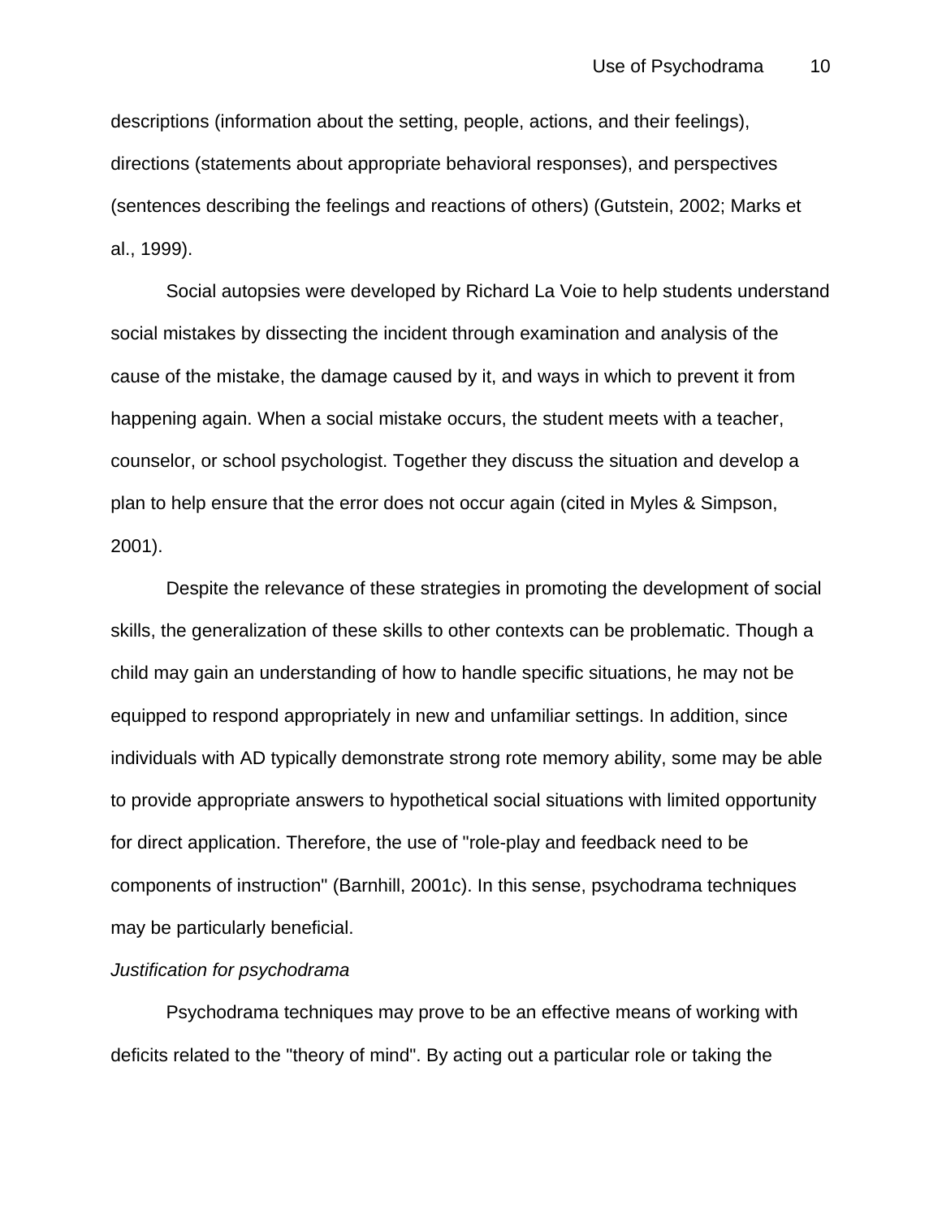descriptions (information about the setting, people, actions, and their feelings), directions (statements about appropriate behavioral responses), and perspectives (sentences describing the feelings and reactions of others) (Gutstein, 2002; Marks et al., 1999).

Social autopsies were developed by Richard La Voie to help students understand social mistakes by dissecting the incident through examination and analysis of the cause of the mistake, the damage caused by it, and ways in which to prevent it from happening again. When a social mistake occurs, the student meets with a teacher, counselor, or school psychologist. Together they discuss the situation and develop a plan to help ensure that the error does not occur again (cited in Myles & Simpson, 2001).

Despite the relevance of these strategies in promoting the development of social skills, the generalization of these skills to other contexts can be problematic. Though a child may gain an understanding of how to handle specific situations, he may not be equipped to respond appropriately in new and unfamiliar settings. In addition, since individuals with AD typically demonstrate strong rote memory ability, some may be able to provide appropriate answers to hypothetical social situations with limited opportunity for direct application. Therefore, the use of "role-play and feedback need to be components of instruction" (Barnhill, 2001c). In this sense, psychodrama techniques may be particularly beneficial.

*Justification for psychodrama*

Psychodrama techniques may prove to be an effective means of working with deficits related to the "theory of mind". By acting out a particular role or taking the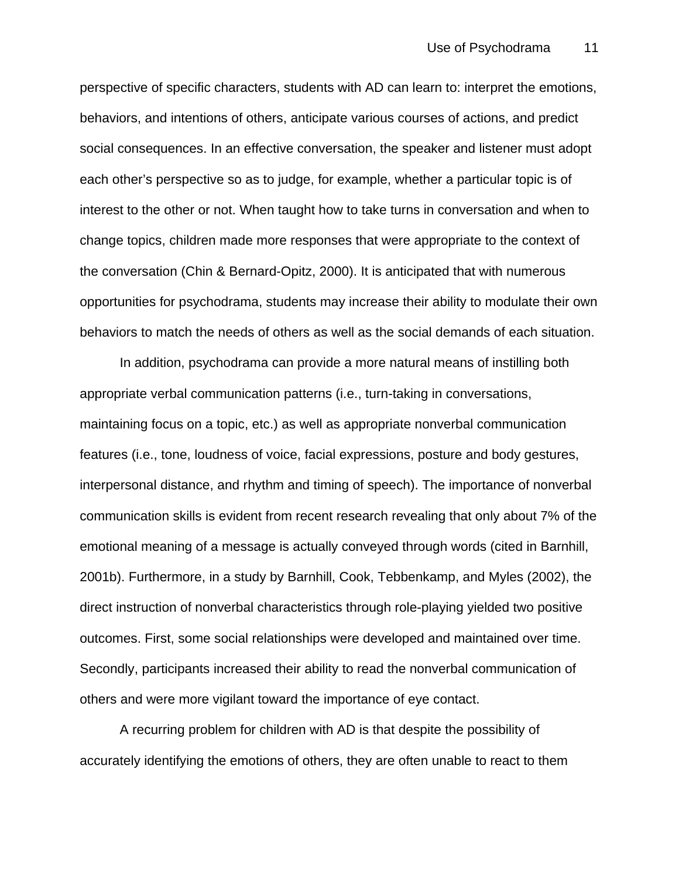perspective of specific characters, students with AD can learn to: interpret the emotions, behaviors, and intentions of others, anticipate various courses of actions, and predict social consequences. In an effective conversation, the speaker and listener must adopt each other's perspective so as to judge, for example, whether a particular topic is of interest to the other or not. When taught how to take turns in conversation and when to change topics, children made more responses that were appropriate to the context of the conversation (Chin & Bernard-Opitz, 2000). It is anticipated that with numerous opportunities for psychodrama, students may increase their ability to modulate their own behaviors to match the needs of others as well as the social demands of each situation.

In addition, psychodrama can provide a more natural means of instilling both appropriate verbal communication patterns (i.e., turn-taking in conversations, maintaining focus on a topic, etc.) as well as appropriate nonverbal communication features (i.e., tone, loudness of voice, facial expressions, posture and body gestures, interpersonal distance, and rhythm and timing of speech). The importance of nonverbal communication skills is evident from recent research revealing that only about 7% of the emotional meaning of a message is actually conveyed through words (cited in Barnhill, 2001b). Furthermore, in a study by Barnhill, Cook, Tebbenkamp, and Myles (2002), the direct instruction of nonverbal characteristics through role-playing yielded two positive outcomes. First, some social relationships were developed and maintained over time. Secondly, participants increased their ability to read the nonverbal communication of others and were more vigilant toward the importance of eye contact.

A recurring problem for children with AD is that despite the possibility of accurately identifying the emotions of others, they are often unable to react to them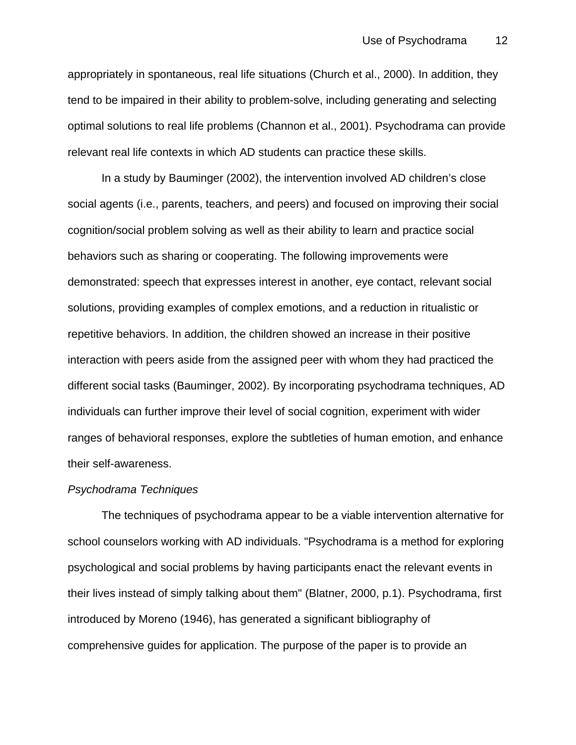appropriately in spontaneous, real life situations (Church et al., 2000). In addition, they tend to be impaired in their ability to problem-solve, including generating and selecting optimal solutions to real life problems (Channon et al., 2001). Psychodrama can provide relevant real life contexts in which AD students can practice these skills.

In a study by Bauminger (2002), the intervention involved AD children's close social agents (i.e., parents, teachers, and peers) and focused on improving their social cognition/social problem solving as well as their ability to learn and practice social behaviors such as sharing or cooperating. The following improvements were demonstrated: speech that expresses interest in another, eye contact, relevant social solutions, providing examples of complex emotions, and a reduction in ritualistic or repetitive behaviors. In addition, the children showed an increase in their positive interaction with peers aside from the assigned peer with whom they had practiced the different social tasks (Bauminger, 2002). By incorporating psychodrama techniques, AD individuals can further improve their level of social cognition, experiment with wider ranges of behavioral responses, explore the subtleties of human emotion, and enhance their self-awareness.

### *Psychodrama Techniques*

The techniques of psychodrama appear to be a viable intervention alternative for school counselors working with AD individuals. "Psychodrama is a method for exploring psychological and social problems by having participants enact the relevant events in their lives instead of simply talking about them" (Blatner, 2000, p.1). Psychodrama, first introduced by Moreno (1946), has generated a significant bibliography of comprehensive guides for application. The purpose of the paper is to provide an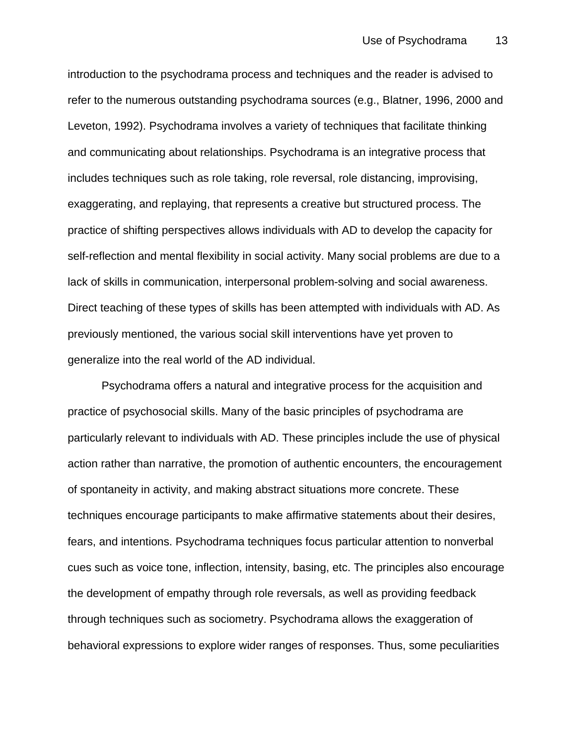introduction to the psychodrama process and techniques and the reader is advised to refer to the numerous outstanding psychodrama sources (e.g., Blatner, 1996, 2000 and Leveton, 1992). Psychodrama involves a variety of techniques that facilitate thinking and communicating about relationships. Psychodrama is an integrative process that includes techniques such as role taking, role reversal, role distancing, improvising, exaggerating, and replaying, that represents a creative but structured process. The practice of shifting perspectives allows individuals with AD to develop the capacity for self-reflection and mental flexibility in social activity. Many social problems are due to a lack of skills in communication, interpersonal problem-solving and social awareness. Direct teaching of these types of skills has been attempted with individuals with AD. As previously mentioned, the various social skill interventions have yet proven to generalize into the real world of the AD individual.

Psychodrama offers a natural and integrative process for the acquisition and practice of psychosocial skills. Many of the basic principles of psychodrama are particularly relevant to individuals with AD. These principles include the use of physical action rather than narrative, the promotion of authentic encounters, the encouragement of spontaneity in activity, and making abstract situations more concrete. These techniques encourage participants to make affirmative statements about their desires, fears, and intentions. Psychodrama techniques focus particular attention to nonverbal cues such as voice tone, inflection, intensity, basing, etc. The principles also encourage the development of empathy through role reversals, as well as providing feedback through techniques such as sociometry. Psychodrama allows the exaggeration of behavioral expressions to explore wider ranges of responses. Thus, some peculiarities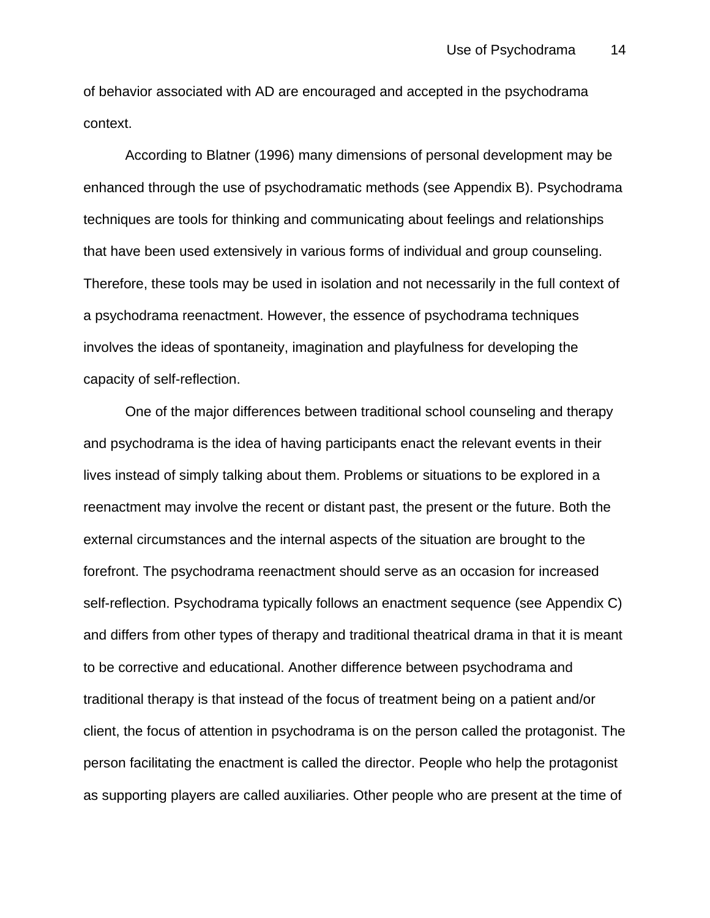of behavior associated with AD are encouraged and accepted in the psychodrama context.

According to Blatner (1996) many dimensions of personal development may be enhanced through the use of psychodramatic methods (see Appendix B). Psychodrama techniques are tools for thinking and communicating about feelings and relationships that have been used extensively in various forms of individual and group counseling. Therefore, these tools may be used in isolation and not necessarily in the full context of a psychodrama reenactment. However, the essence of psychodrama techniques involves the ideas of spontaneity, imagination and playfulness for developing the capacity of self-reflection.

One of the major differences between traditional school counseling and therapy and psychodrama is the idea of having participants enact the relevant events in their lives instead of simply talking about them. Problems or situations to be explored in a reenactment may involve the recent or distant past, the present or the future. Both the external circumstances and the internal aspects of the situation are brought to the forefront. The psychodrama reenactment should serve as an occasion for increased self-reflection. Psychodrama typically follows an enactment sequence (see Appendix C) and differs from other types of therapy and traditional theatrical drama in that it is meant to be corrective and educational. Another difference between psychodrama and traditional therapy is that instead of the focus of treatment being on a patient and/or client, the focus of attention in psychodrama is on the person called the protagonist. The person facilitating the enactment is called the director. People who help the protagonist as supporting players are called auxiliaries. Other people who are present at the time of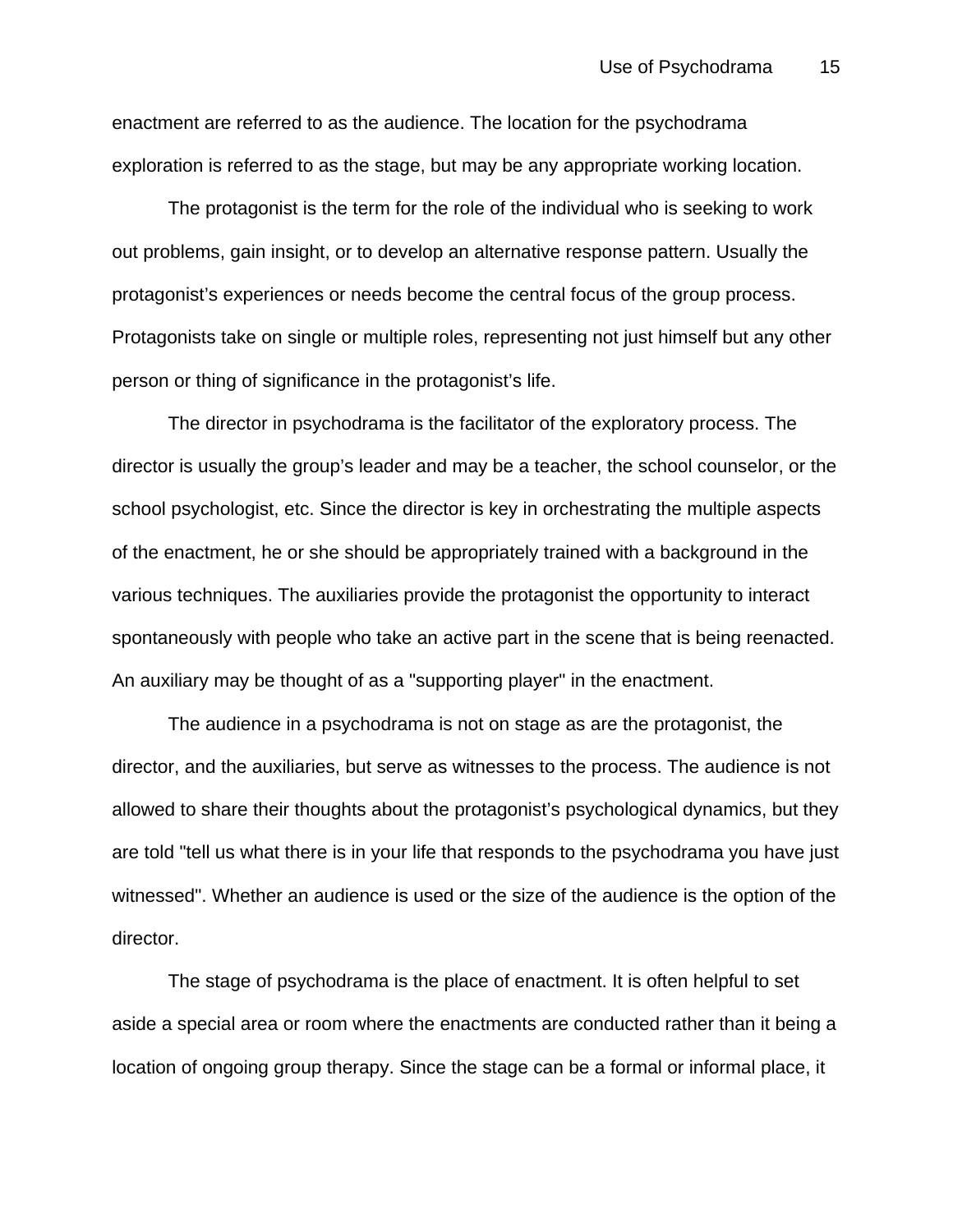enactment are referred to as the audience. The location for the psychodrama exploration is referred to as the stage, but may be any appropriate working location.

The protagonist is the term for the role of the individual who is seeking to work out problems, gain insight, or to develop an alternative response pattern. Usually the protagonist's experiences or needs become the central focus of the group process. Protagonists take on single or multiple roles, representing not just himself but any other person or thing of significance in the protagonist's life.

The director in psychodrama is the facilitator of the exploratory process. The director is usually the group's leader and may be a teacher, the school counselor, or the school psychologist, etc. Since the director is key in orchestrating the multiple aspects of the enactment, he or she should be appropriately trained with a background in the various techniques. The auxiliaries provide the protagonist the opportunity to interact spontaneously with people who take an active part in the scene that is being reenacted. An auxiliary may be thought of as a "supporting player" in the enactment.

The audience in a psychodrama is not on stage as are the protagonist, the director, and the auxiliaries, but serve as witnesses to the process. The audience is not allowed to share their thoughts about the protagonist's psychological dynamics, but they are told "tell us what there is in your life that responds to the psychodrama you have just witnessed". Whether an audience is used or the size of the audience is the option of the director.

The stage of psychodrama is the place of enactment. It is often helpful to set aside a special area or room where the enactments are conducted rather than it being a location of ongoing group therapy. Since the stage can be a formal or informal place, it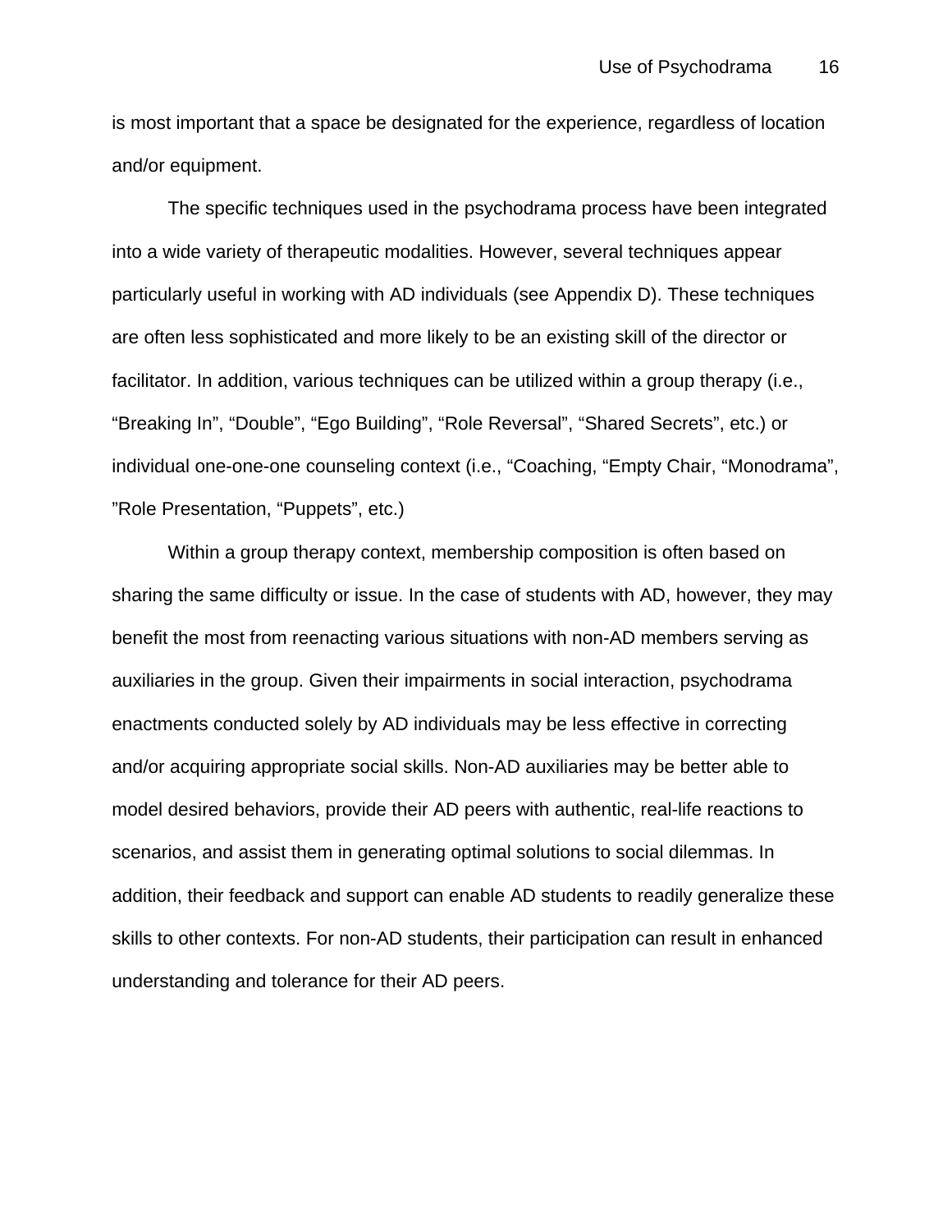is most important that a space be designated for the experience, regardless of location and/or equipment.

The specific techniques used in the psychodrama process have been integrated into a wide variety of therapeutic modalities. However, several techniques appear particularly useful in working with AD individuals (see Appendix D). These techniques are often less sophisticated and more likely to be an existing skill of the director or facilitator. In addition, various techniques can be utilized within a group therapy (i.e., "Breaking In", "Double", "Ego Building", "Role Reversal", "Shared Secrets", etc.) or individual one-one-one counseling context (i.e., "Coaching, "Empty Chair, "Monodrama", "Role Presentation, "Puppets", etc.)

Within a group therapy context, membership composition is often based on sharing the same difficulty or issue. In the case of students with AD, however, they may benefit the most from reenacting various situations with non-AD members serving as auxiliaries in the group. Given their impairments in social interaction, psychodrama enactments conducted solely by AD individuals may be less effective in correcting and/or acquiring appropriate social skills. Non-AD auxiliaries may be better able to model desired behaviors, provide their AD peers with authentic, real-life reactions to scenarios, and assist them in generating optimal solutions to social dilemmas. In addition, their feedback and support can enable AD students to readily generalize these skills to other contexts. For non-AD students, their participation can result in enhanced understanding and tolerance for their AD peers.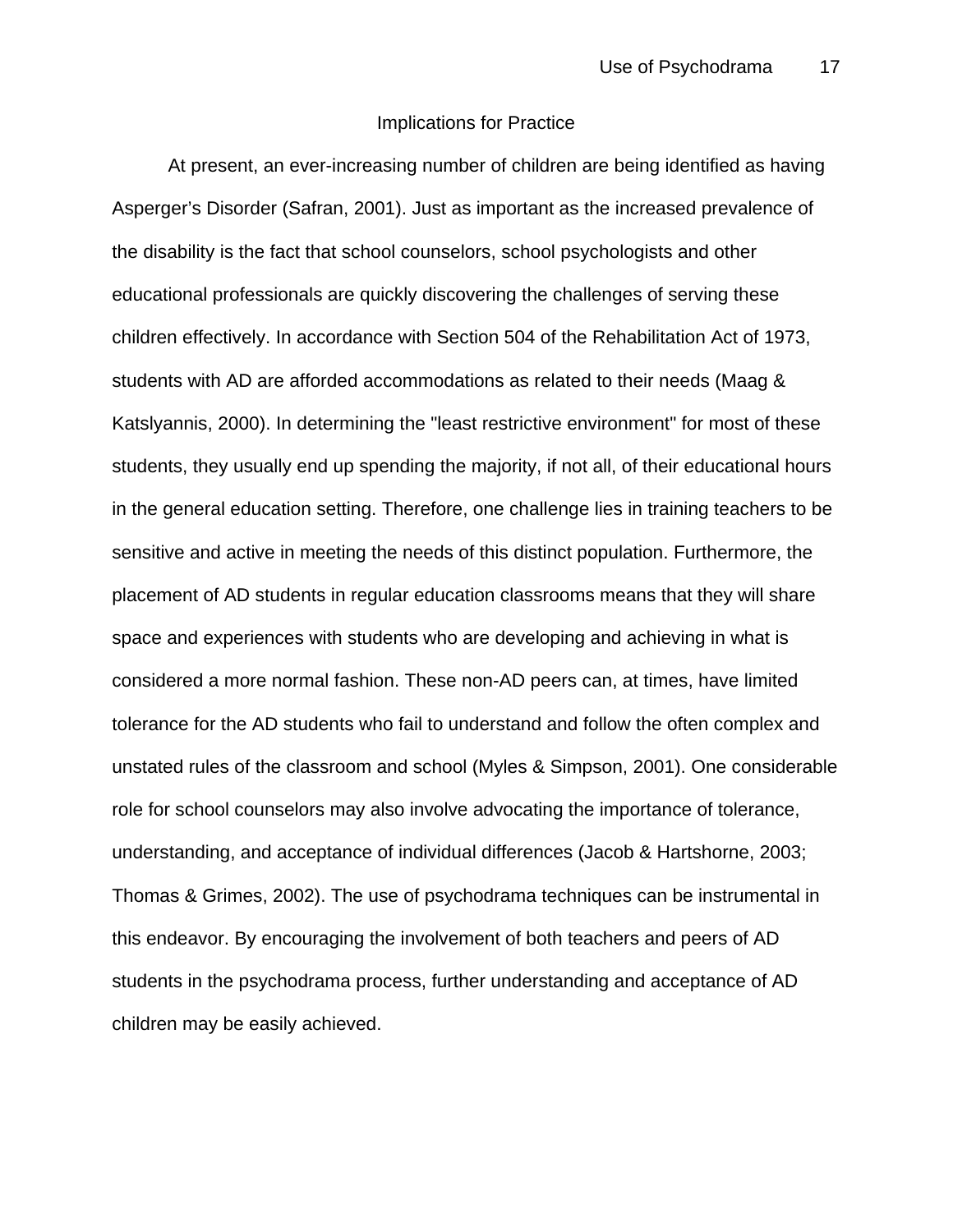## Implications for Practice

At present, an ever-increasing number of children are being identified as having Asperger's Disorder (Safran, 2001). Just as important as the increased prevalence of the disability is the fact that school counselors, school psychologists and other educational professionals are quickly discovering the challenges of serving these children effectively. In accordance with Section 504 of the Rehabilitation Act of 1973, students with AD are afforded accommodations as related to their needs (Maag & Katslyannis, 2000). In determining the "least restrictive environment" for most of these students, they usually end up spending the majority, if not all, of their educational hours in the general education setting. Therefore, one challenge lies in training teachers to be sensitive and active in meeting the needs of this distinct population. Furthermore, the placement of AD students in regular education classrooms means that they will share space and experiences with students who are developing and achieving in what is considered a more normal fashion. These non-AD peers can, at times, have limited tolerance for the AD students who fail to understand and follow the often complex and unstated rules of the classroom and school (Myles & Simpson, 2001). One considerable role for school counselors may also involve advocating the importance of tolerance, understanding, and acceptance of individual differences (Jacob & Hartshorne, 2003; Thomas & Grimes, 2002). The use of psychodrama techniques can be instrumental in this endeavor. By encouraging the involvement of both teachers and peers of AD students in the psychodrama process, further understanding and acceptance of AD children may be easily achieved.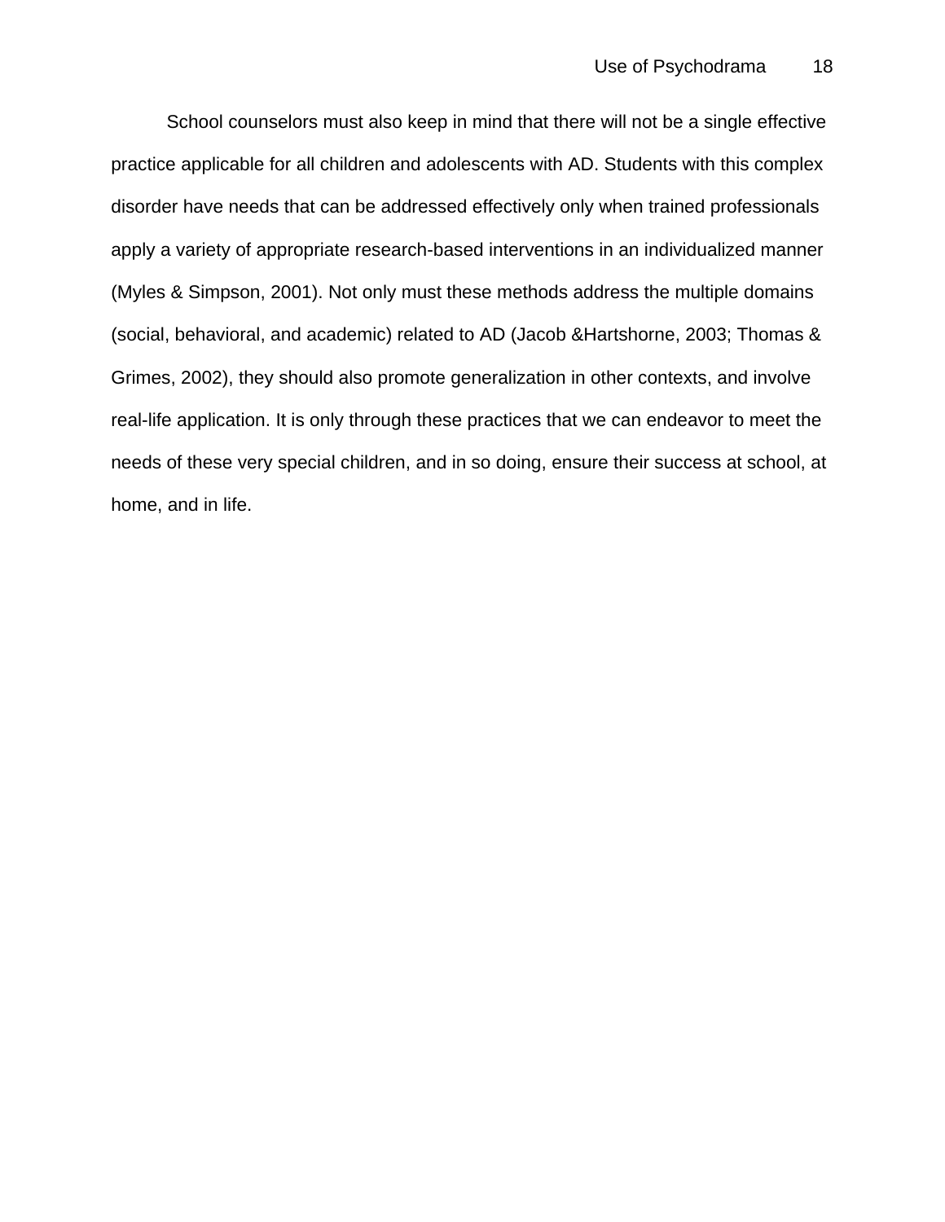School counselors must also keep in mind that there will not be a single effective practice applicable for all children and adolescents with AD. Students with this complex disorder have needs that can be addressed effectively only when trained professionals apply a variety of appropriate research-based interventions in an individualized manner (Myles & Simpson, 2001). Not only must these methods address the multiple domains (social, behavioral, and academic) related to AD (Jacob &Hartshorne, 2003; Thomas & Grimes, 2002), they should also promote generalization in other contexts, and involve real-life application. It is only through these practices that we can endeavor to meet the needs of these very special children, and in so doing, ensure their success at school, at home, and in life.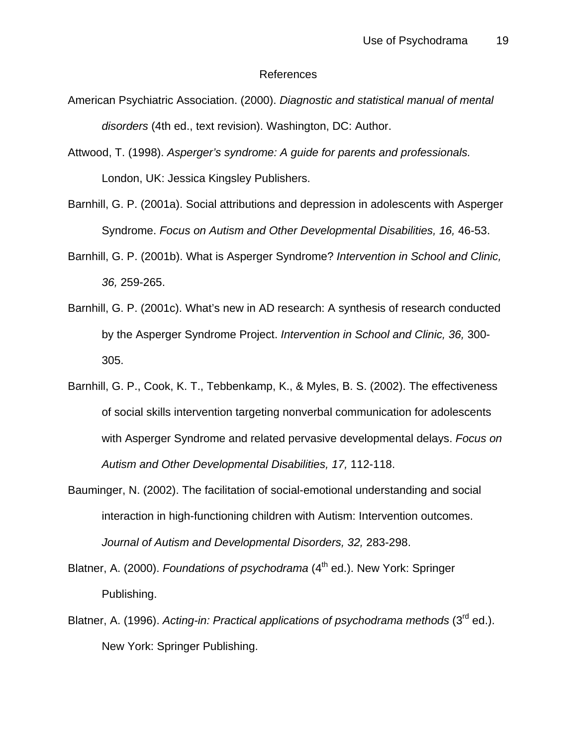# References

American Psychiatric Association. (2000). *Diagnostic and statistical manual of mental disorders* (4th ed., text revision). Washington, DC: Author.

Attwood, T. (1998). *Asperger's syndrome: A guide for parents and professionals.* London, UK: Jessica Kingsley Publishers.

Barnhill, G. P. (2001a). Social attributions and depression in adolescents with Asperger Syndrome. *Focus on Autism and Other Developmental Disabilities, 16,* 46-53.

Barnhill, G. P. (2001b). What is Asperger Syndrome? *Intervention in School and Clinic, 36,* 259-265.

Barnhill, G. P. (2001c). What's new in AD research: A synthesis of research conducted by the Asperger Syndrome Project. *Intervention in School and Clinic, 36,* 300-305.

Barnhill, G. P., Cook, K. T., Tebbenkamp, K., & Myles, B. S. (2002). The effectiveness of social skills intervention targeting nonverbal communication for adolescents with Asperger Syndrome and related pervasive developmental delays. *Focus on Autism and Other Developmental Disabilities, 17,* 112-118.

Bauminger, N. (2002). The facilitation of social-emotional understanding and social interaction in high-functioning children with Autism: Intervention outcomes. *Journal of Autism and Developmental Disorders, 32,* 283-298.

Blatner, A. (2000). *Foundations of psychodrama* (4th ed.). New York: Springer Publishing.

Blatner, A. (1996). *Acting-in: Practical applications of psychodrama methods* (3rd ed.). New York: Springer Publishing.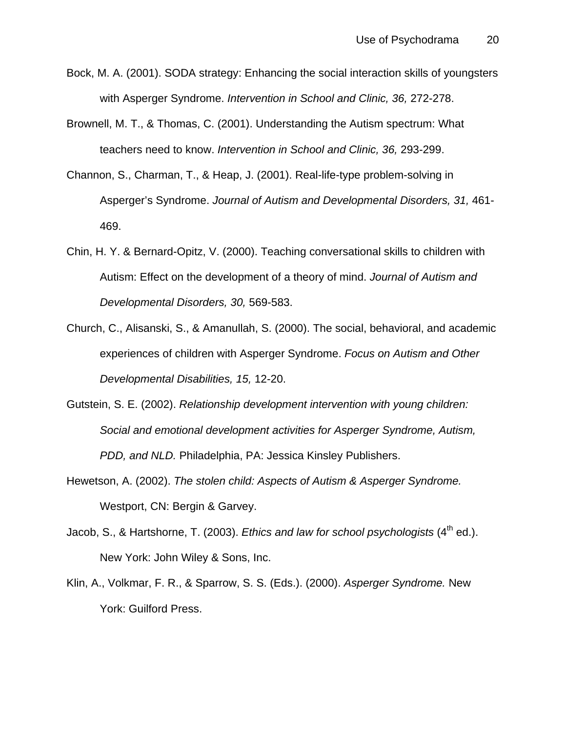Bock, M. A. (2001). SODA strategy: Enhancing the social interaction skills of youngsters with Asperger Syndrome. *Intervention in School and Clinic, 36,* 272-278.

Brownell, M. T., & Thomas, C. (2001). Understanding the Autism spectrum: What teachers need to know. *Intervention in School and Clinic, 36,* 293-299.

Channon, S., Charman, T., & Heap, J. (2001). Real-life-type problem-solving in Asperger's Syndrome. *Journal of Autism and Developmental Disorders, 31,* 461-469.

Chin, H. Y. & Bernard-Opitz, V. (2000). Teaching conversational skills to children with Autism: Effect on the development of a theory of mind. *Journal of Autism and Developmental Disorders, 30,* 569-583.

Church, C., Alisanski, S., & Amanullah, S. (2000). The social, behavioral, and academic experiences of children with Asperger Syndrome. *Focus on Autism and Other Developmental Disabilities, 15,* 12-20.

Gutstein, S. E. (2002). *Relationship development intervention with young children: Social and emotional development activities for Asperger Syndrome, Autism, PDD, and NLD.* Philadelphia, PA: Jessica Kinsley Publishers.

Hewetson, A. (2002). *The stolen child: Aspects of Autism & Asperger Syndrome.* Westport, CN: Bergin & Garvey.

Jacob, S., & Hartshorne, T. (2003). *Ethics and law for school psychologists* (4th ed.). New York: John Wiley & Sons, Inc.

Klin, A., Volkmar, F. R., & Sparrow, S. S. (Eds.). (2000). *Asperger Syndrome.* New York: Guilford Press.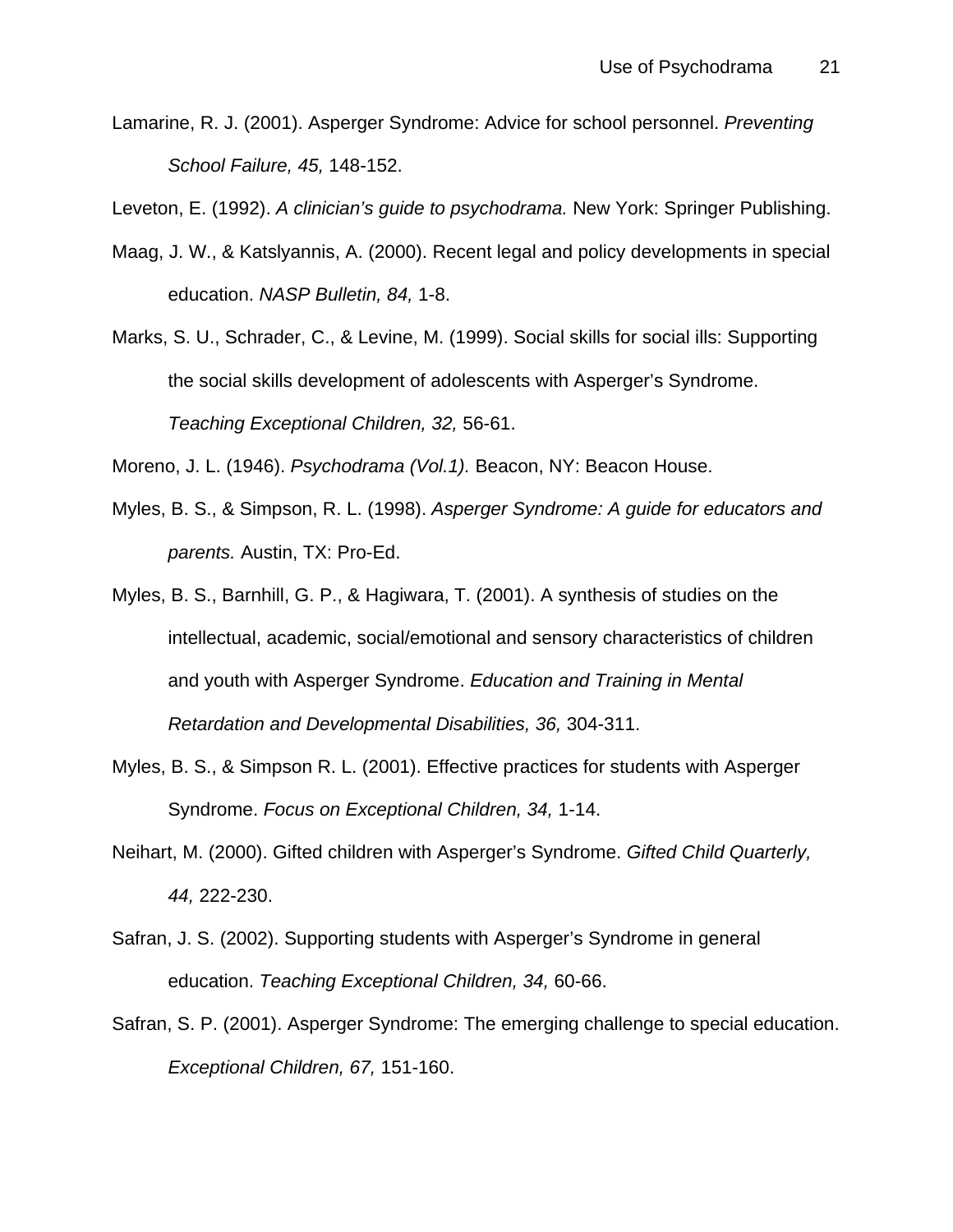Lamarine, R. J. (2001). Asperger Syndrome: Advice for school personnel. *Preventing School Failure, 45,* 148-152.

Leveton, E. (1992). *A clinician's guide to psychodrama.* New York: Springer Publishing.

Maag, J. W., & Katslyannis, A. (2000). Recent legal and policy developments in special education. *NASP Bulletin, 84,* 1-8.

Marks, S. U., Schrader, C., & Levine, M. (1999). Social skills for social ills: Supporting the social skills development of adolescents with Asperger's Syndrome. *Teaching Exceptional Children, 32,* 56-61.

Moreno, J. L. (1946). *Psychodrama (Vol.1).* Beacon, NY: Beacon House.

Myles, B. S., & Simpson, R. L. (1998). *Asperger Syndrome: A guide for educators and parents.* Austin, TX: Pro-Ed.

Myles, B. S., Barnhill, G. P., & Hagiwara, T. (2001). A synthesis of studies on the intellectual, academic, social/emotional and sensory characteristics of children and youth with Asperger Syndrome. *Education and Training in Mental Retardation and Developmental Disabilities, 36,* 304-311.

Myles, B. S., & Simpson R. L. (2001). Effective practices for students with Asperger Syndrome. *Focus on Exceptional Children, 34,* 1-14.

Neihart, M. (2000). Gifted children with Asperger's Syndrome. *Gifted Child Quarterly, 44,* 222-230.

Safran, J. S. (2002). Supporting students with Asperger's Syndrome in general education. *Teaching Exceptional Children, 34,* 60-66.

Safran, S. P. (2001). Asperger Syndrome: The emerging challenge to special education. *Exceptional Children, 67,* 151-160.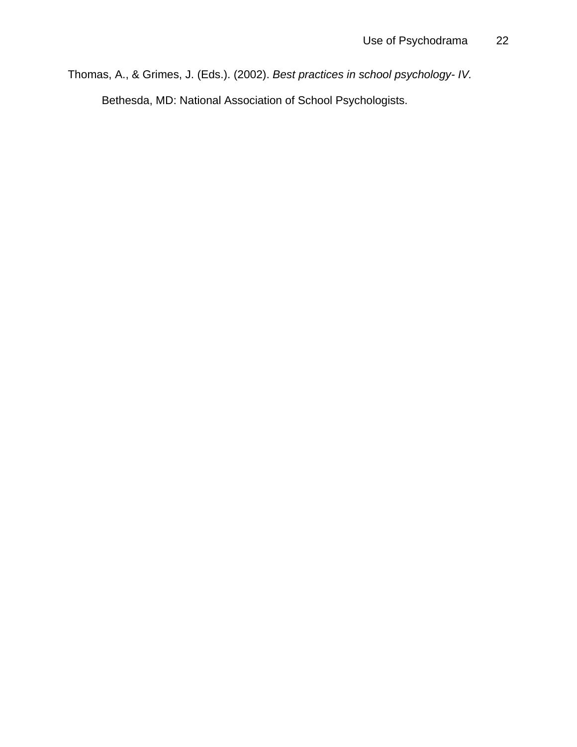Thomas, A., & Grimes, J. (Eds.). (2002). *Best practices in school psychology- IV.* Bethesda, MD: National Association of School Psychologists.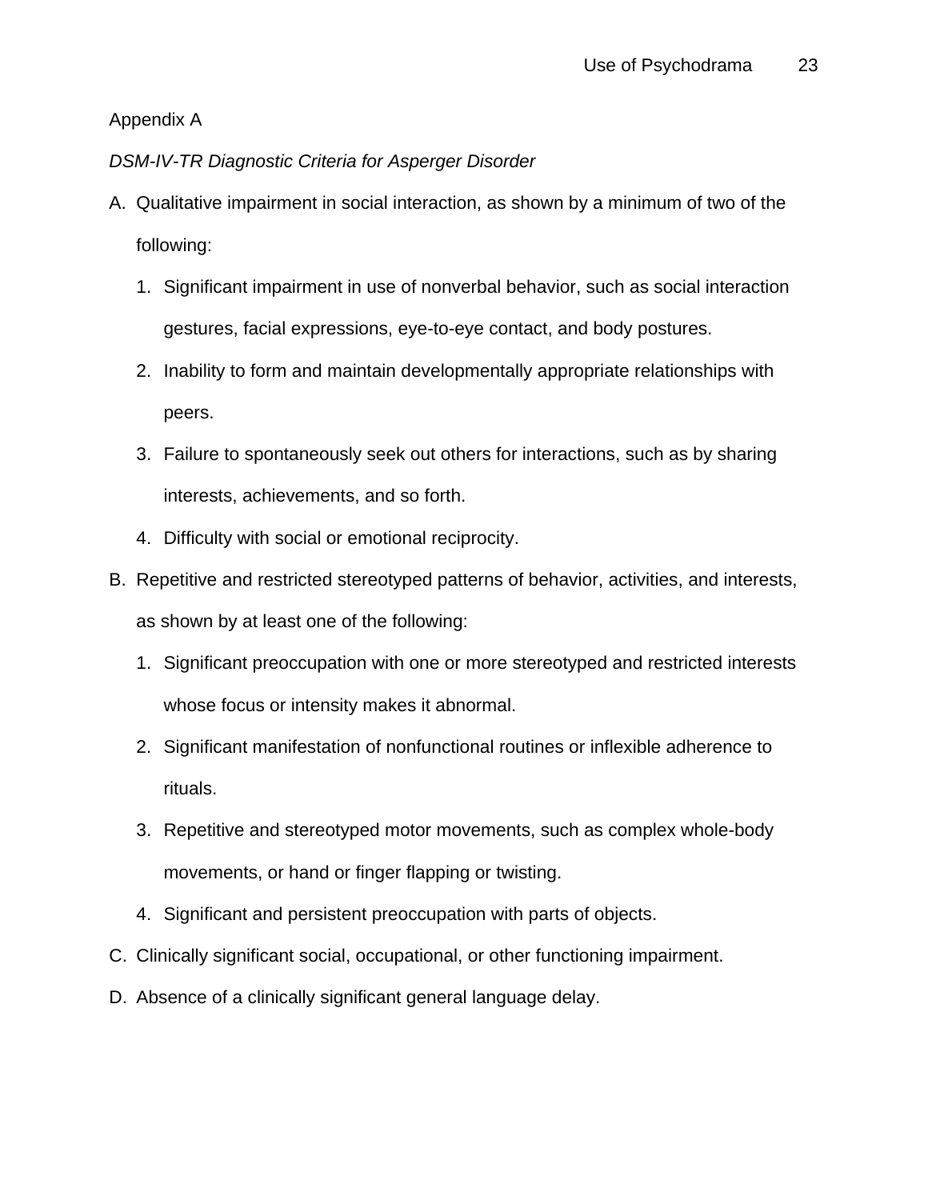Appendix A

*DSM-IV-TR Diagnostic Criteria for Asperger Disorder*

A. Qualitative impairment in social interaction, as shown by a minimum of two of the following:
   1. Significant impairment in use of nonverbal behavior, such as social interaction gestures, facial expressions, eye-to-eye contact, and body postures.
   2. Inability to form and maintain developmentally appropriate relationships with peers.
   3. Failure to spontaneously seek out others for interactions, such as by sharing interests, achievements, and so forth.
   4. Difficulty with social or emotional reciprocity.
B. Repetitive and restricted stereotyped patterns of behavior, activities, and interests, as shown by at least one of the following:
   1. Significant preoccupation with one or more stereotyped and restricted interests whose focus or intensity makes it abnormal.
   2. Significant manifestation of nonfunctional routines or inflexible adherence to rituals.
   3. Repetitive and stereotyped motor movements, such as complex whole-body movements, or hand or finger flapping or twisting.
   4. Significant and persistent preoccupation with parts of objects.
C. Clinically significant social, occupational, or other functioning impairment.
D. Absence of a clinically significant general language delay.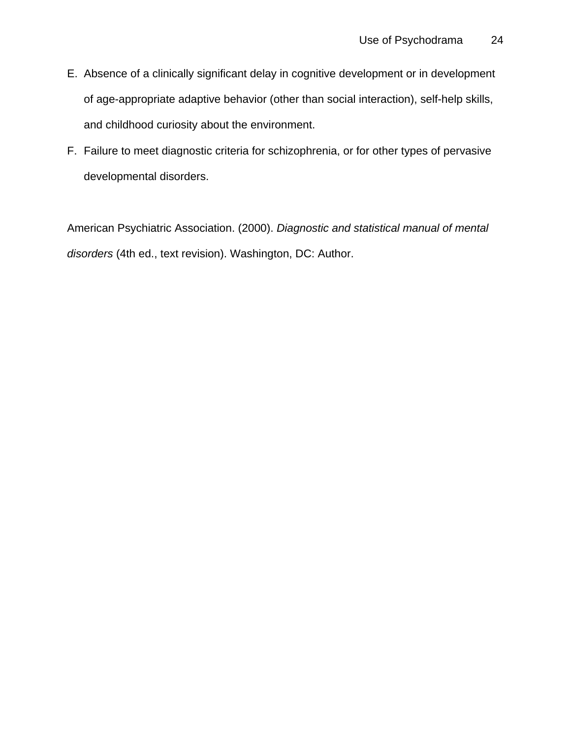E. Absence of a clinically significant delay in cognitive development or in development of age-appropriate adaptive behavior (other than social interaction), self-help skills, and childhood curiosity about the environment.
F. Failure to meet diagnostic criteria for schizophrenia, or for other types of pervasive developmental disorders.

American Psychiatric Association. (2000). *Diagnostic and statistical manual of mental disorders* (4th ed., text revision). Washington, DC: Author.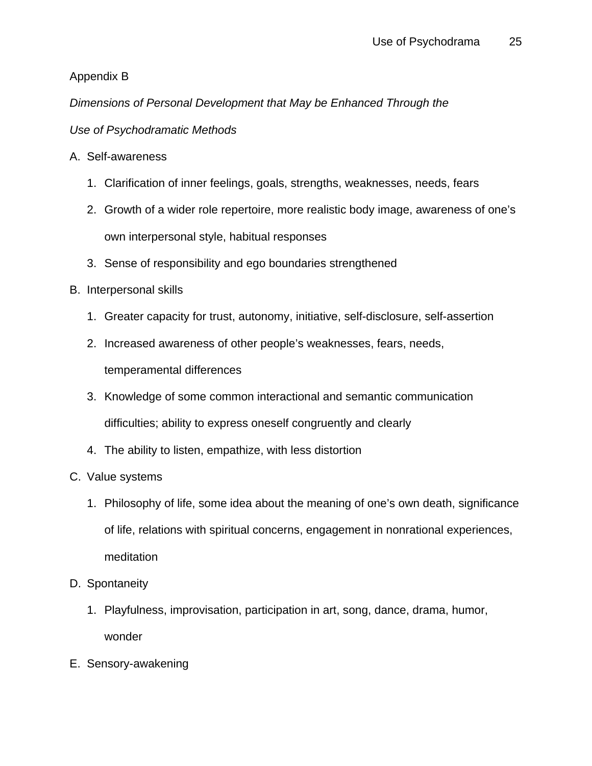## Appendix B

*Dimensions of Personal Development that May be Enhanced Through the Use of Psychodramatic Methods*

A. Self-awareness
   1. Clarification of inner feelings, goals, strengths, weaknesses, needs, fears
   2. Growth of a wider role repertoire, more realistic body image, awareness of one's own interpersonal style, habitual responses
   3. Sense of responsibility and ego boundaries strengthened

B. Interpersonal skills
   1. Greater capacity for trust, autonomy, initiative, self-disclosure, self-assertion
   2. Increased awareness of other people's weaknesses, fears, needs, temperamental differences
   3. Knowledge of some common interactional and semantic communication difficulties; ability to express oneself congruently and clearly
   4. The ability to listen, empathize, with less distortion

C. Value systems
   1. Philosophy of life, some idea about the meaning of one's own death, significance of life, relations with spiritual concerns, engagement in nonrational experiences, meditation

D. Spontaneity
   1. Playfulness, improvisation, participation in art, song, dance, drama, humor, wonder

E. Sensory-awakening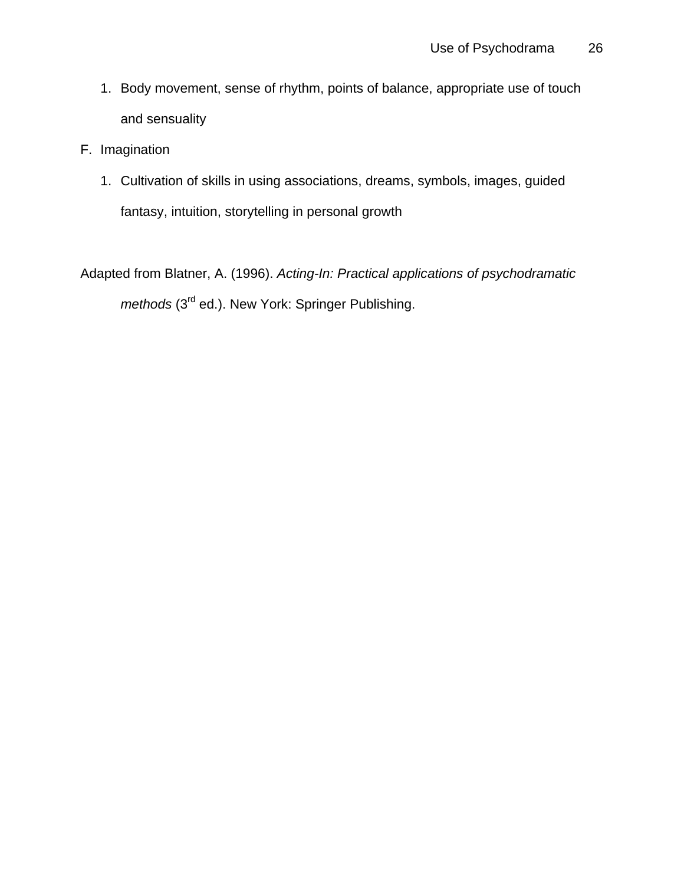1. Body movement, sense of rhythm, points of balance, appropriate use of touch and sensuality

F. Imagination

1. Cultivation of skills in using associations, dreams, symbols, images, guided fantasy, intuition, storytelling in personal growth

Adapted from Blatner, A. (1996). *Acting-In: Practical applications of psychodramatic methods* (3rd ed.). New York: Springer Publishing.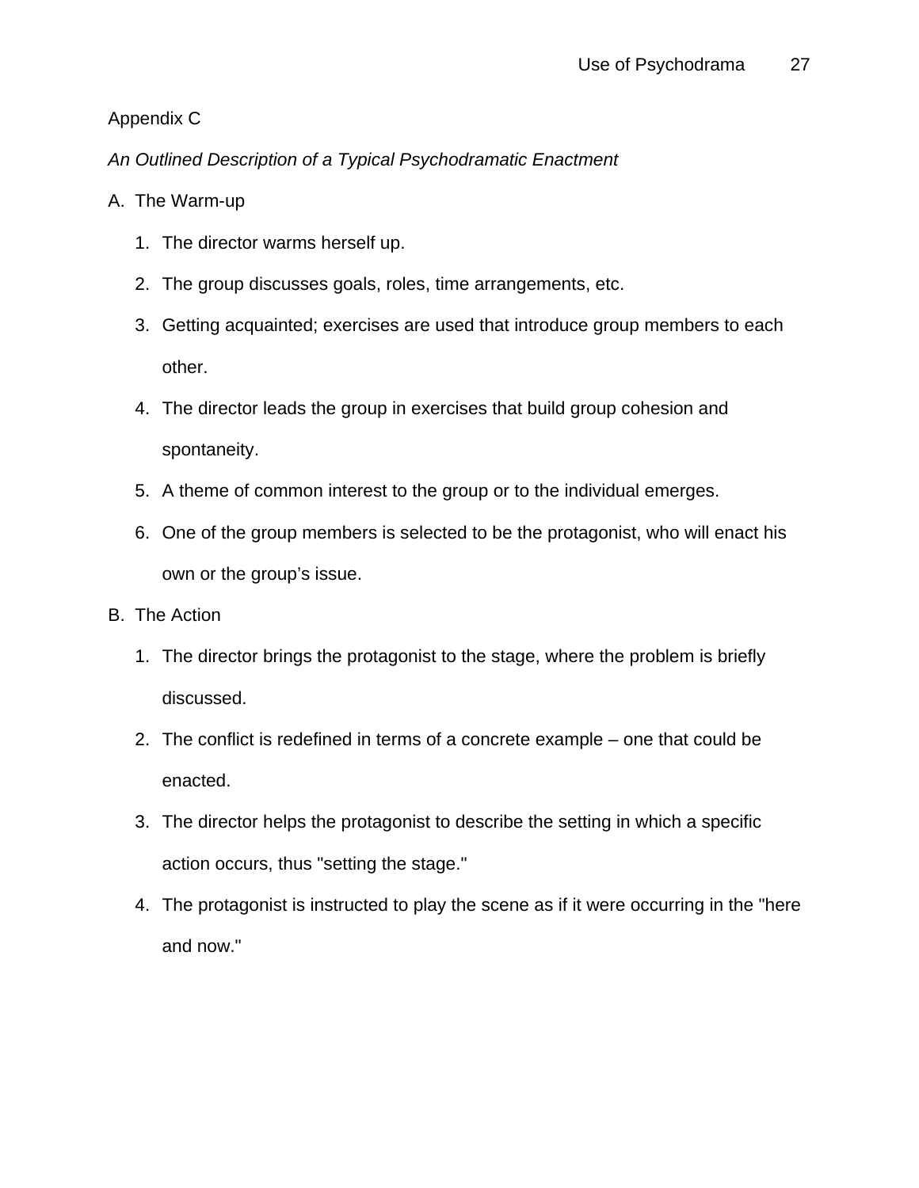Appendix C

*An Outlined Description of a Typical Psychodramatic Enactment*

A. The Warm-up

1. The director warms herself up.
2. The group discusses goals, roles, time arrangements, etc.
3. Getting acquainted; exercises are used that introduce group members to each other.
4. The director leads the group in exercises that build group cohesion and spontaneity.
5. A theme of common interest to the group or to the individual emerges.
6. One of the group members is selected to be the protagonist, who will enact his own or the group's issue.

B. The Action

1. The director brings the protagonist to the stage, where the problem is briefly discussed.
2. The conflict is redefined in terms of a concrete example – one that could be enacted.
3. The director helps the protagonist to describe the setting in which a specific action occurs, thus "setting the stage."
4. The protagonist is instructed to play the scene as if it were occurring in the "here and now."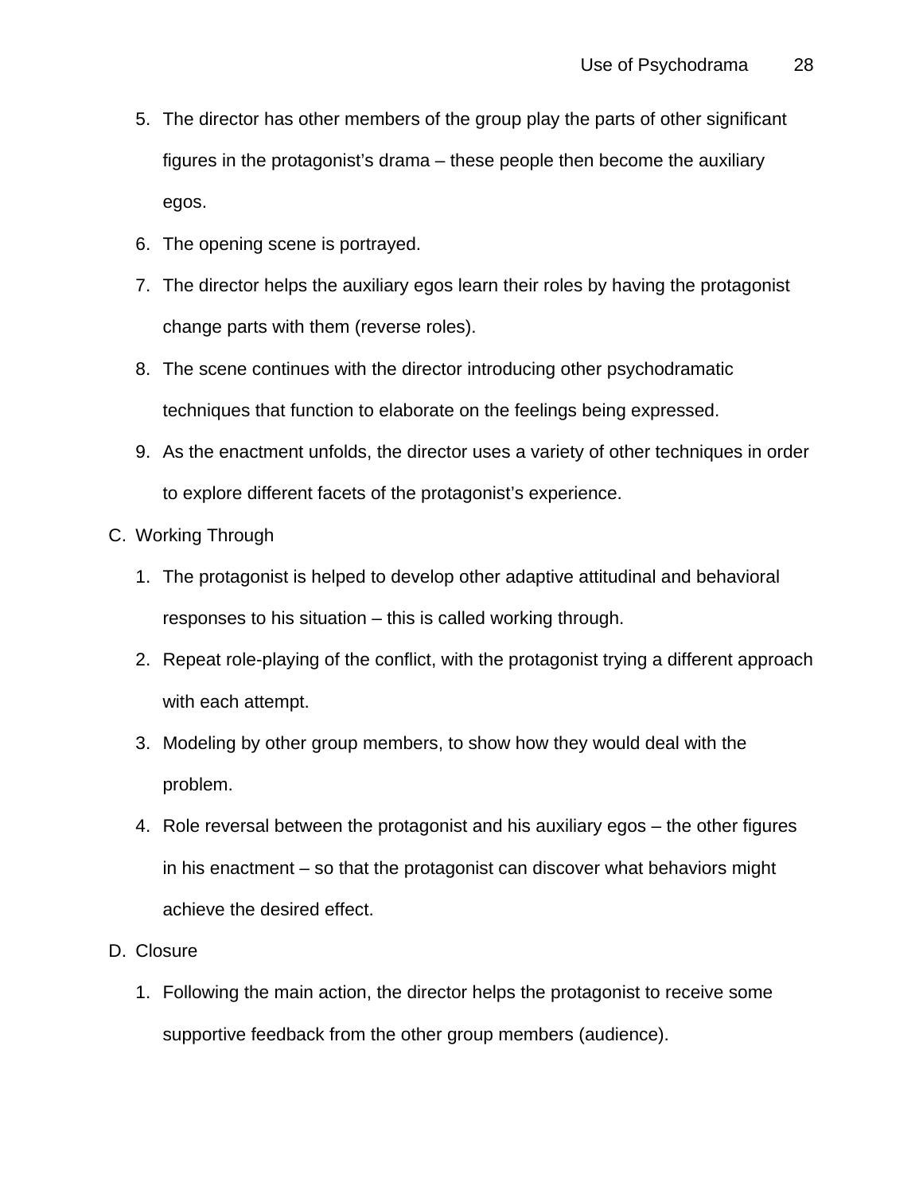5. The director has other members of the group play the parts of other significant figures in the protagonist's drama – these people then become the auxiliary egos.
6. The opening scene is portrayed.
7. The director helps the auxiliary egos learn their roles by having the protagonist change parts with them (reverse roles).
8. The scene continues with the director introducing other psychodramatic techniques that function to elaborate on the feelings being expressed.
9. As the enactment unfolds, the director uses a variety of other techniques in order to explore different facets of the protagonist's experience.

C. Working Through

1. The protagonist is helped to develop other adaptive attitudinal and behavioral responses to his situation – this is called working through.
2. Repeat role-playing of the conflict, with the protagonist trying a different approach with each attempt.
3. Modeling by other group members, to show how they would deal with the problem.
4. Role reversal between the protagonist and his auxiliary egos – the other figures in his enactment – so that the protagonist can discover what behaviors might achieve the desired effect.

D. Closure

1. Following the main action, the director helps the protagonist to receive some supportive feedback from the other group members (audience).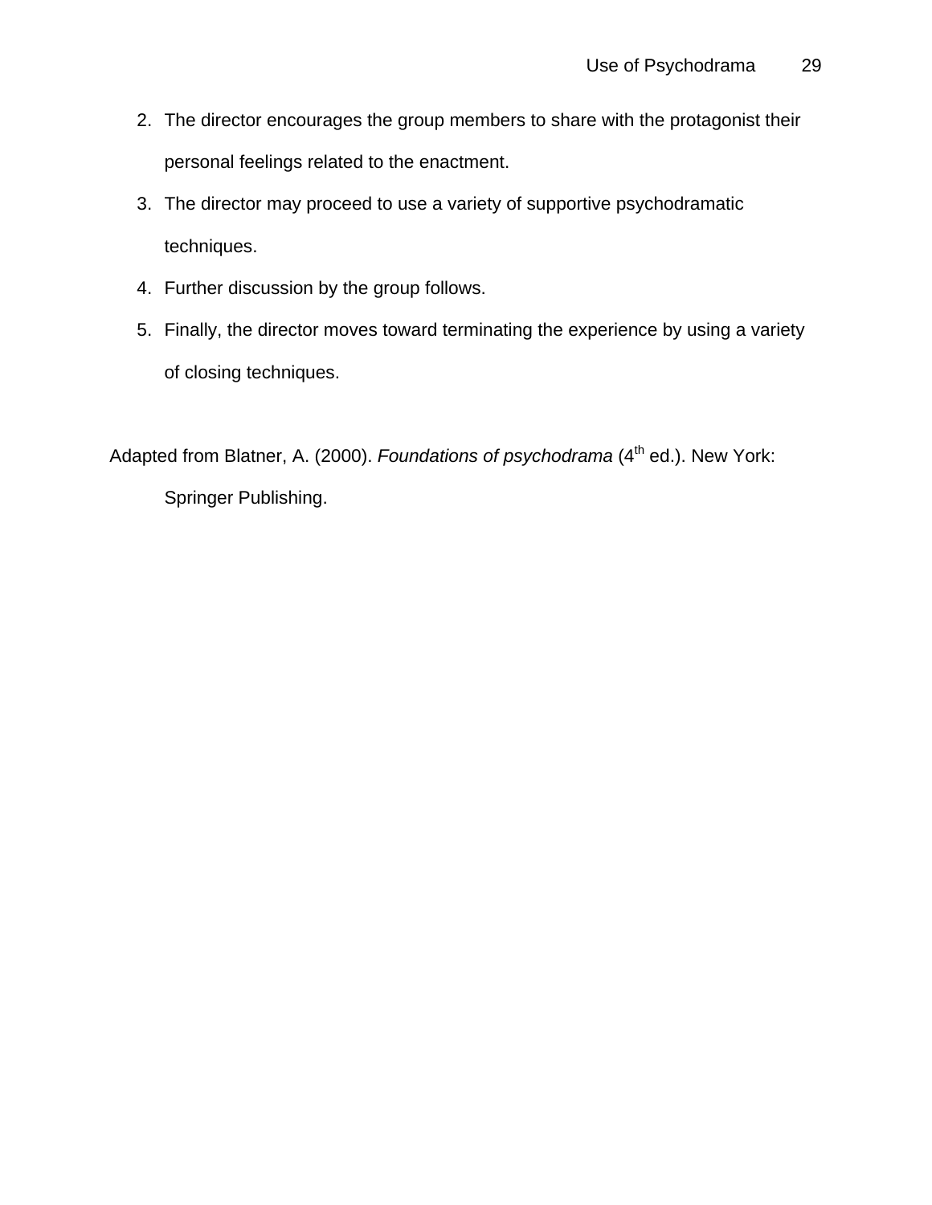2. The director encourages the group members to share with the protagonist their personal feelings related to the enactment.
3. The director may proceed to use a variety of supportive psychodramatic techniques.
4. Further discussion by the group follows.
5. Finally, the director moves toward terminating the experience by using a variety of closing techniques.

Adapted from Blatner, A. (2000). *Foundations of psychodrama* (4th ed.). New York: Springer Publishing.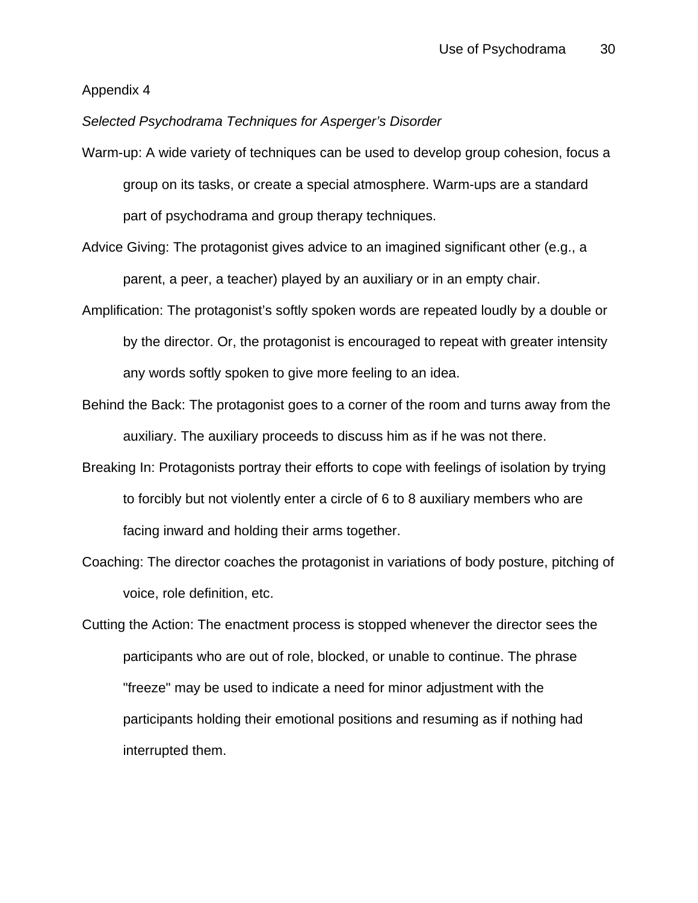Appendix 4

*Selected Psychodrama Techniques for Asperger's Disorder*

Warm-up: A wide variety of techniques can be used to develop group cohesion, focus a group on its tasks, or create a special atmosphere. Warm-ups are a standard part of psychodrama and group therapy techniques.

Advice Giving: The protagonist gives advice to an imagined significant other (e.g., a parent, a peer, a teacher) played by an auxiliary or in an empty chair.

Amplification: The protagonist's softly spoken words are repeated loudly by a double or by the director. Or, the protagonist is encouraged to repeat with greater intensity any words softly spoken to give more feeling to an idea.

Behind the Back: The protagonist goes to a corner of the room and turns away from the auxiliary. The auxiliary proceeds to discuss him as if he was not there.

Breaking In: Protagonists portray their efforts to cope with feelings of isolation by trying to forcibly but not violently enter a circle of 6 to 8 auxiliary members who are facing inward and holding their arms together.

Coaching: The director coaches the protagonist in variations of body posture, pitching of voice, role definition, etc.

Cutting the Action: The enactment process is stopped whenever the director sees the participants who are out of role, blocked, or unable to continue. The phrase "freeze" may be used to indicate a need for minor adjustment with the participants holding their emotional positions and resuming as if nothing had interrupted them.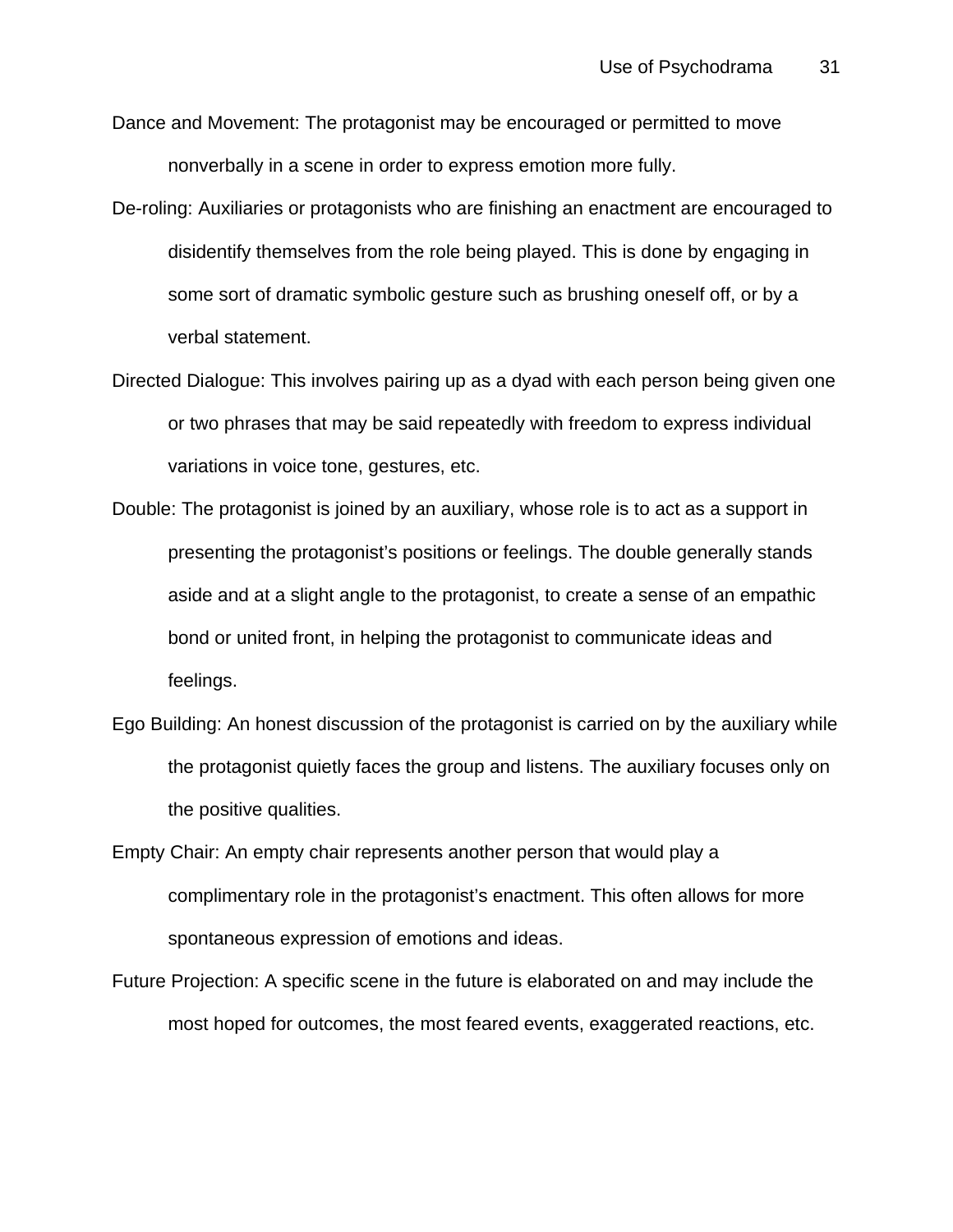Dance and Movement: The protagonist may be encouraged or permitted to move nonverbally in a scene in order to express emotion more fully.

De-roling: Auxiliaries or protagonists who are finishing an enactment are encouraged to disidentify themselves from the role being played. This is done by engaging in some sort of dramatic symbolic gesture such as brushing oneself off, or by a verbal statement.

Directed Dialogue: This involves pairing up as a dyad with each person being given one or two phrases that may be said repeatedly with freedom to express individual variations in voice tone, gestures, etc.

Double: The protagonist is joined by an auxiliary, whose role is to act as a support in presenting the protagonist's positions or feelings. The double generally stands aside and at a slight angle to the protagonist, to create a sense of an empathic bond or united front, in helping the protagonist to communicate ideas and feelings.

Ego Building: An honest discussion of the protagonist is carried on by the auxiliary while the protagonist quietly faces the group and listens. The auxiliary focuses only on the positive qualities.

Empty Chair: An empty chair represents another person that would play a complimentary role in the protagonist's enactment. This often allows for more spontaneous expression of emotions and ideas.

Future Projection: A specific scene in the future is elaborated on and may include the most hoped for outcomes, the most feared events, exaggerated reactions, etc.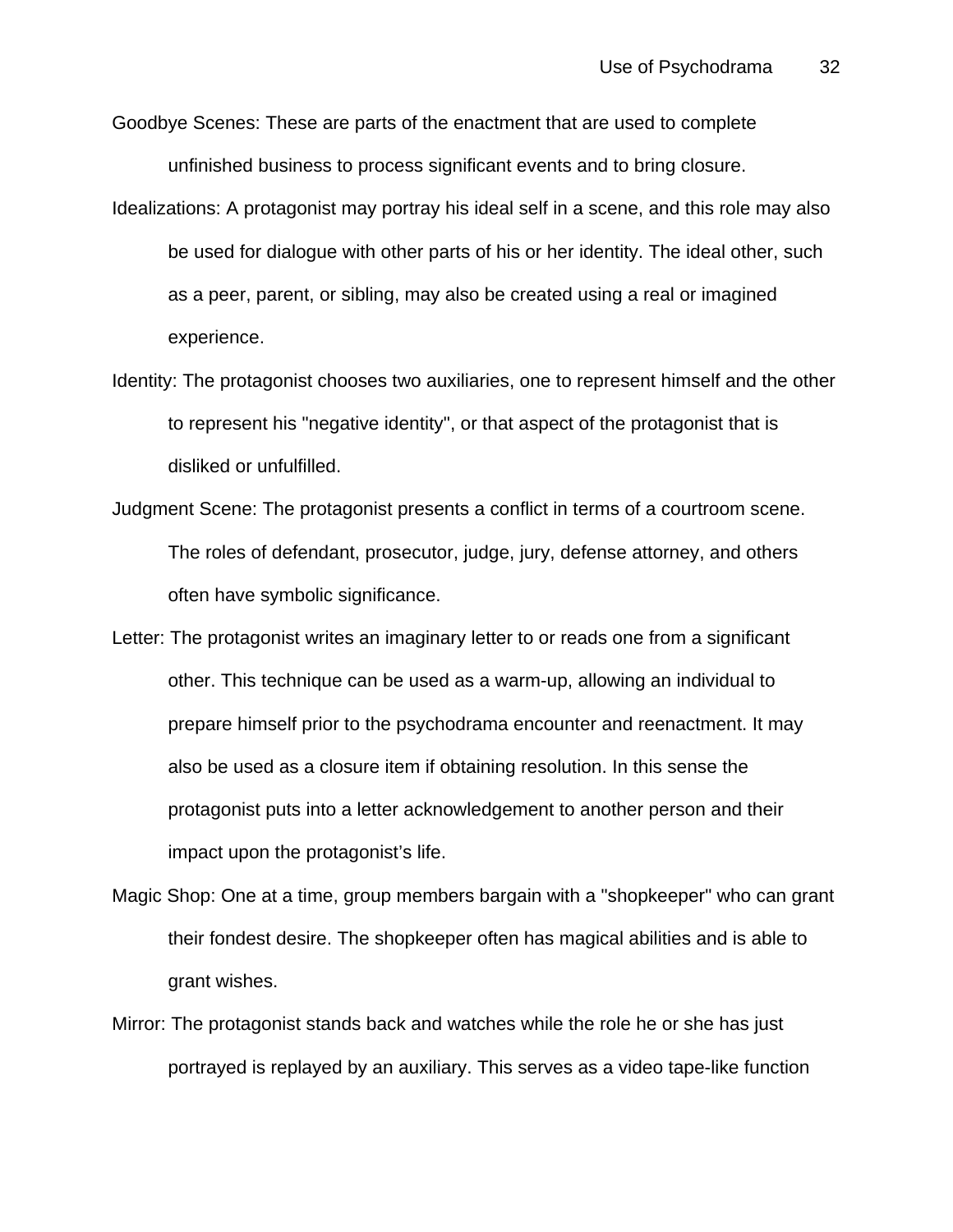Goodbye Scenes: These are parts of the enactment that are used to complete unfinished business to process significant events and to bring closure.

Idealizations: A protagonist may portray his ideal self in a scene, and this role may also be used for dialogue with other parts of his or her identity. The ideal other, such as a peer, parent, or sibling, may also be created using a real or imagined experience.

Identity: The protagonist chooses two auxiliaries, one to represent himself and the other to represent his "negative identity", or that aspect of the protagonist that is disliked or unfulfilled.

Judgment Scene: The protagonist presents a conflict in terms of a courtroom scene. The roles of defendant, prosecutor, judge, jury, defense attorney, and others often have symbolic significance.

Letter: The protagonist writes an imaginary letter to or reads one from a significant other. This technique can be used as a warm-up, allowing an individual to prepare himself prior to the psychodrama encounter and reenactment. It may also be used as a closure item if obtaining resolution. In this sense the protagonist puts into a letter acknowledgement to another person and their impact upon the protagonist's life.

Magic Shop: One at a time, group members bargain with a "shopkeeper" who can grant their fondest desire. The shopkeeper often has magical abilities and is able to grant wishes.

Mirror: The protagonist stands back and watches while the role he or she has just portrayed is replayed by an auxiliary. This serves as a video tape-like function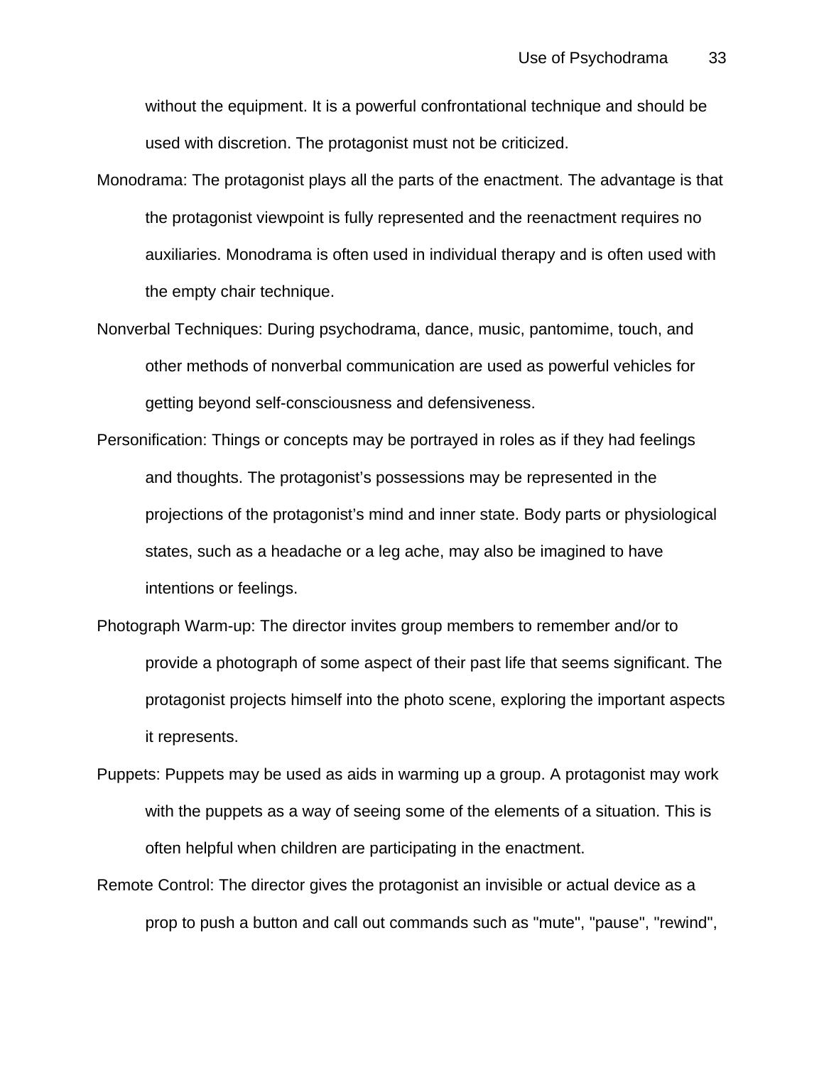without the equipment. It is a powerful confrontational technique and should be used with discretion. The protagonist must not be criticized.

Monodrama: The protagonist plays all the parts of the enactment. The advantage is that the protagonist viewpoint is fully represented and the reenactment requires no auxiliaries. Monodrama is often used in individual therapy and is often used with the empty chair technique.

Nonverbal Techniques: During psychodrama, dance, music, pantomime, touch, and other methods of nonverbal communication are used as powerful vehicles for getting beyond self-consciousness and defensiveness.

Personification: Things or concepts may be portrayed in roles as if they had feelings and thoughts. The protagonist's possessions may be represented in the projections of the protagonist's mind and inner state. Body parts or physiological states, such as a headache or a leg ache, may also be imagined to have intentions or feelings.

Photograph Warm-up: The director invites group members to remember and/or to provide a photograph of some aspect of their past life that seems significant. The protagonist projects himself into the photo scene, exploring the important aspects it represents.

Puppets: Puppets may be used as aids in warming up a group. A protagonist may work with the puppets as a way of seeing some of the elements of a situation. This is often helpful when children are participating in the enactment.

Remote Control: The director gives the protagonist an invisible or actual device as a prop to push a button and call out commands such as "mute", "pause", "rewind",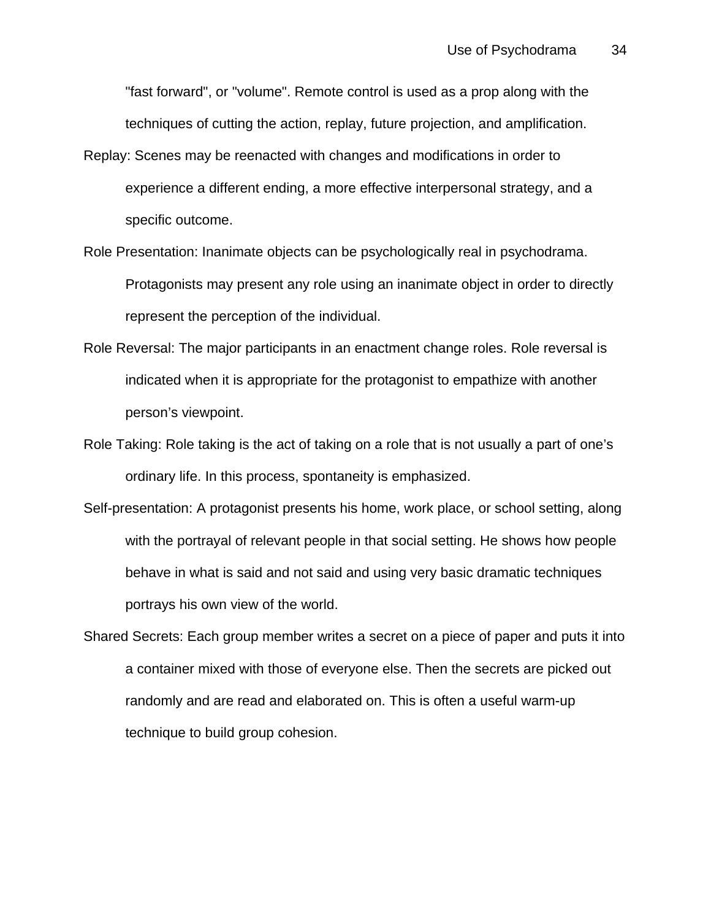"fast forward", or "volume". Remote control is used as a prop along with the techniques of cutting the action, replay, future projection, and amplification.

Replay: Scenes may be reenacted with changes and modifications in order to experience a different ending, a more effective interpersonal strategy, and a specific outcome.

Role Presentation: Inanimate objects can be psychologically real in psychodrama. Protagonists may present any role using an inanimate object in order to directly represent the perception of the individual.

Role Reversal: The major participants in an enactment change roles. Role reversal is indicated when it is appropriate for the protagonist to empathize with another person's viewpoint.

Role Taking: Role taking is the act of taking on a role that is not usually a part of one's ordinary life. In this process, spontaneity is emphasized.

Self-presentation: A protagonist presents his home, work place, or school setting, along with the portrayal of relevant people in that social setting. He shows how people behave in what is said and not said and using very basic dramatic techniques portrays his own view of the world.

Shared Secrets: Each group member writes a secret on a piece of paper and puts it into a container mixed with those of everyone else. Then the secrets are picked out randomly and are read and elaborated on. This is often a useful warm-up technique to build group cohesion.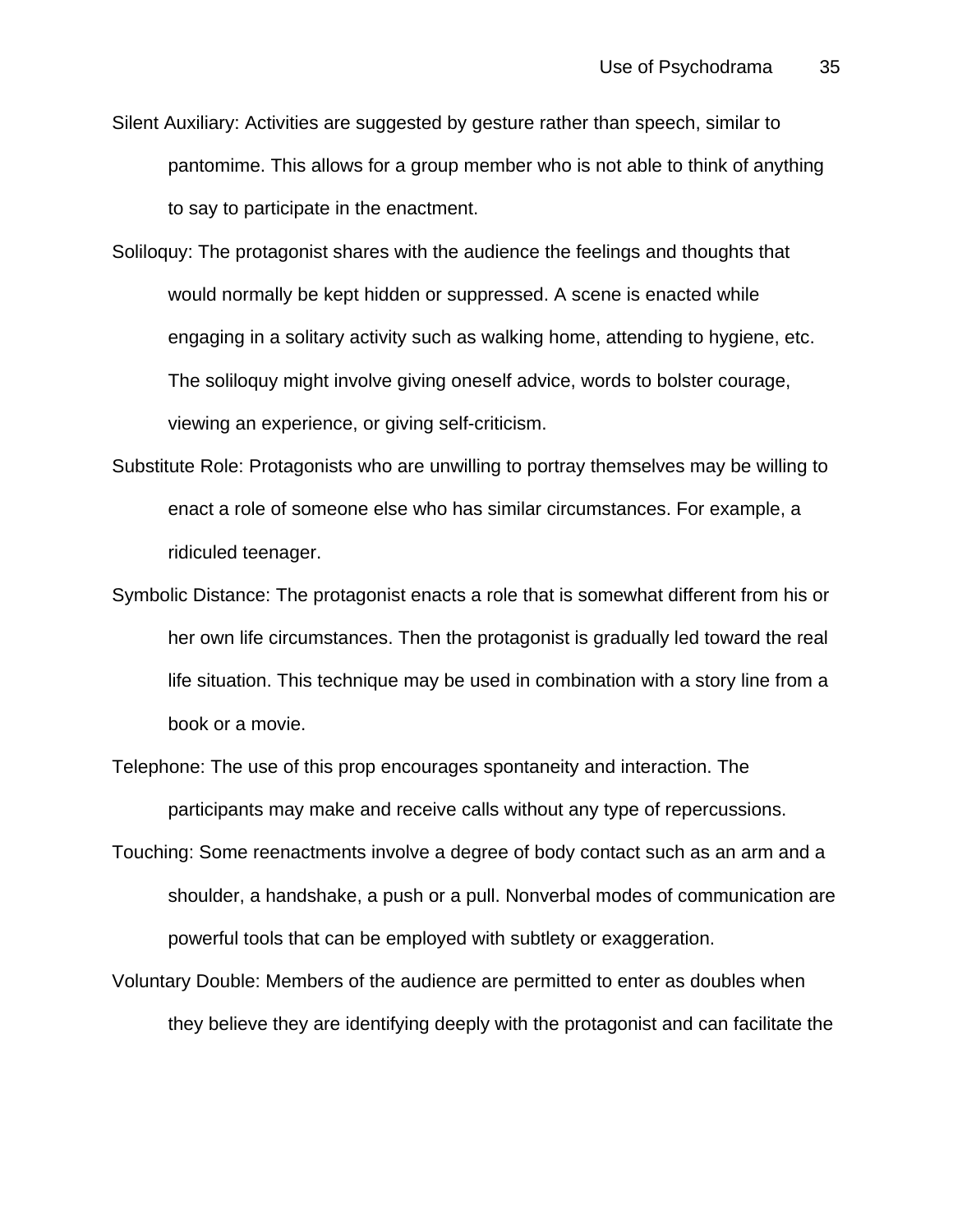Silent Auxiliary: Activities are suggested by gesture rather than speech, similar to pantomime. This allows for a group member who is not able to think of anything to say to participate in the enactment.

Soliloquy: The protagonist shares with the audience the feelings and thoughts that would normally be kept hidden or suppressed. A scene is enacted while engaging in a solitary activity such as walking home, attending to hygiene, etc. The soliloquy might involve giving oneself advice, words to bolster courage, viewing an experience, or giving self-criticism.

Substitute Role: Protagonists who are unwilling to portray themselves may be willing to enact a role of someone else who has similar circumstances. For example, a ridiculed teenager.

Symbolic Distance: The protagonist enacts a role that is somewhat different from his or her own life circumstances. Then the protagonist is gradually led toward the real life situation. This technique may be used in combination with a story line from a book or a movie.

Telephone: The use of this prop encourages spontaneity and interaction. The participants may make and receive calls without any type of repercussions.

Touching: Some reenactments involve a degree of body contact such as an arm and a shoulder, a handshake, a push or a pull. Nonverbal modes of communication are powerful tools that can be employed with subtlety or exaggeration.

Voluntary Double: Members of the audience are permitted to enter as doubles when they believe they are identifying deeply with the protagonist and can facilitate the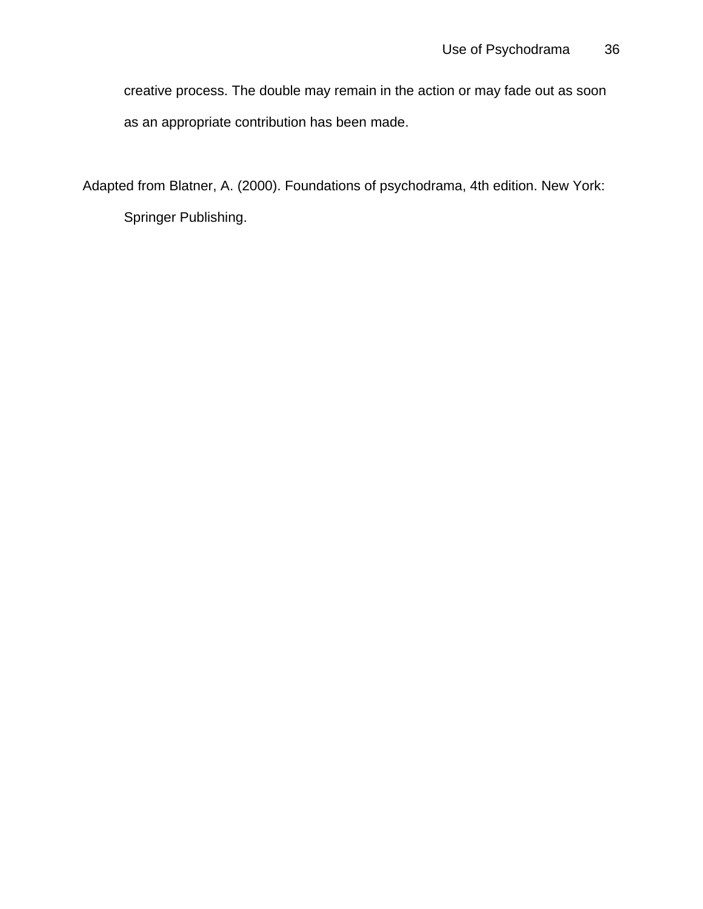creative process. The double may remain in the action or may fade out as soon as an appropriate contribution has been made.

Adapted from Blatner, A. (2000). Foundations of psychodrama, 4th edition. New York: Springer Publishing.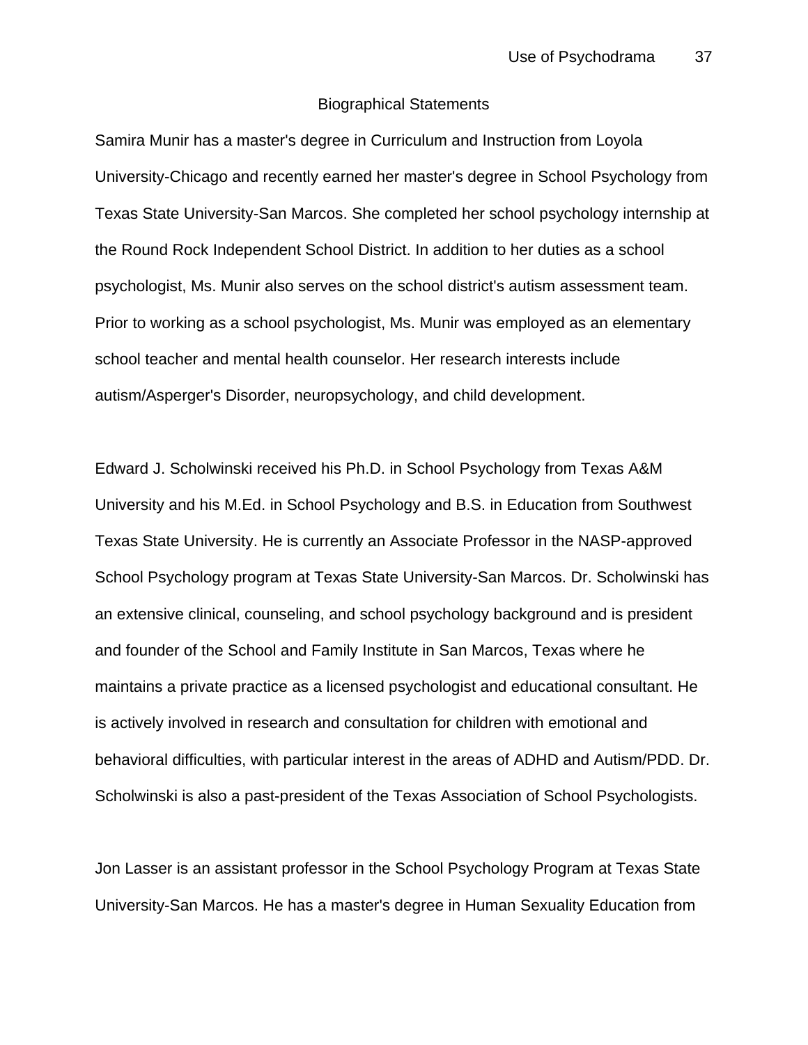## Biographical Statements

Samira Munir has a master's degree in Curriculum and Instruction from Loyola University-Chicago and recently earned her master's degree in School Psychology from Texas State University-San Marcos. She completed her school psychology internship at the Round Rock Independent School District. In addition to her duties as a school psychologist, Ms. Munir also serves on the school district's autism assessment team. Prior to working as a school psychologist, Ms. Munir was employed as an elementary school teacher and mental health counselor. Her research interests include autism/Asperger's Disorder, neuropsychology, and child development.

Edward J. Scholwinski received his Ph.D. in School Psychology from Texas A&M University and his M.Ed. in School Psychology and B.S. in Education from Southwest Texas State University. He is currently an Associate Professor in the NASP-approved School Psychology program at Texas State University-San Marcos. Dr. Scholwinski has an extensive clinical, counseling, and school psychology background and is president and founder of the School and Family Institute in San Marcos, Texas where he maintains a private practice as a licensed psychologist and educational consultant. He is actively involved in research and consultation for children with emotional and behavioral difficulties, with particular interest in the areas of ADHD and Autism/PDD. Dr. Scholwinski is also a past-president of the Texas Association of School Psychologists.

Jon Lasser is an assistant professor in the School Psychology Program at Texas State University-San Marcos. He has a master's degree in Human Sexuality Education from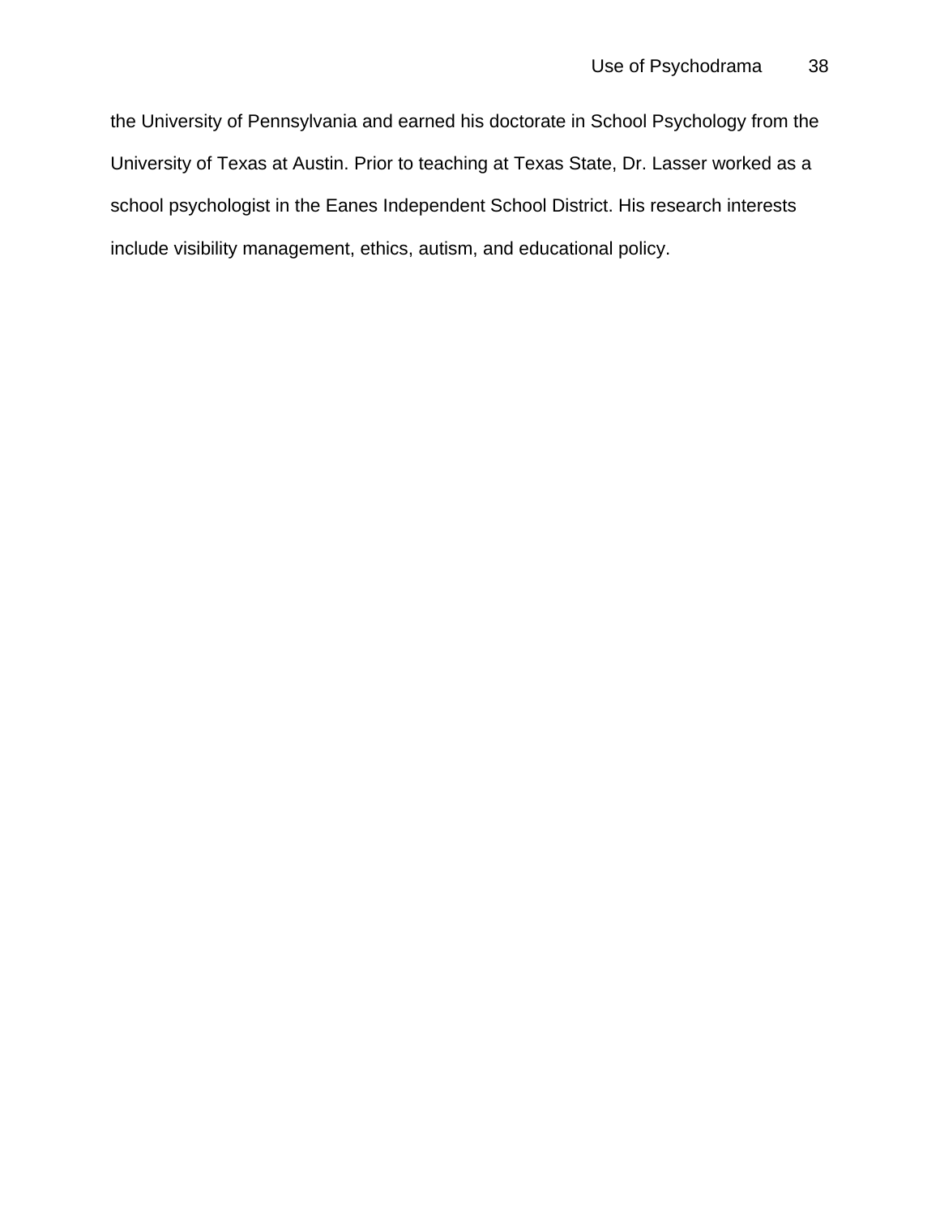the University of Pennsylvania and earned his doctorate in School Psychology from the University of Texas at Austin. Prior to teaching at Texas State, Dr. Lasser worked as a school psychologist in the Eanes Independent School District. His research interests include visibility management, ethics, autism, and educational policy.